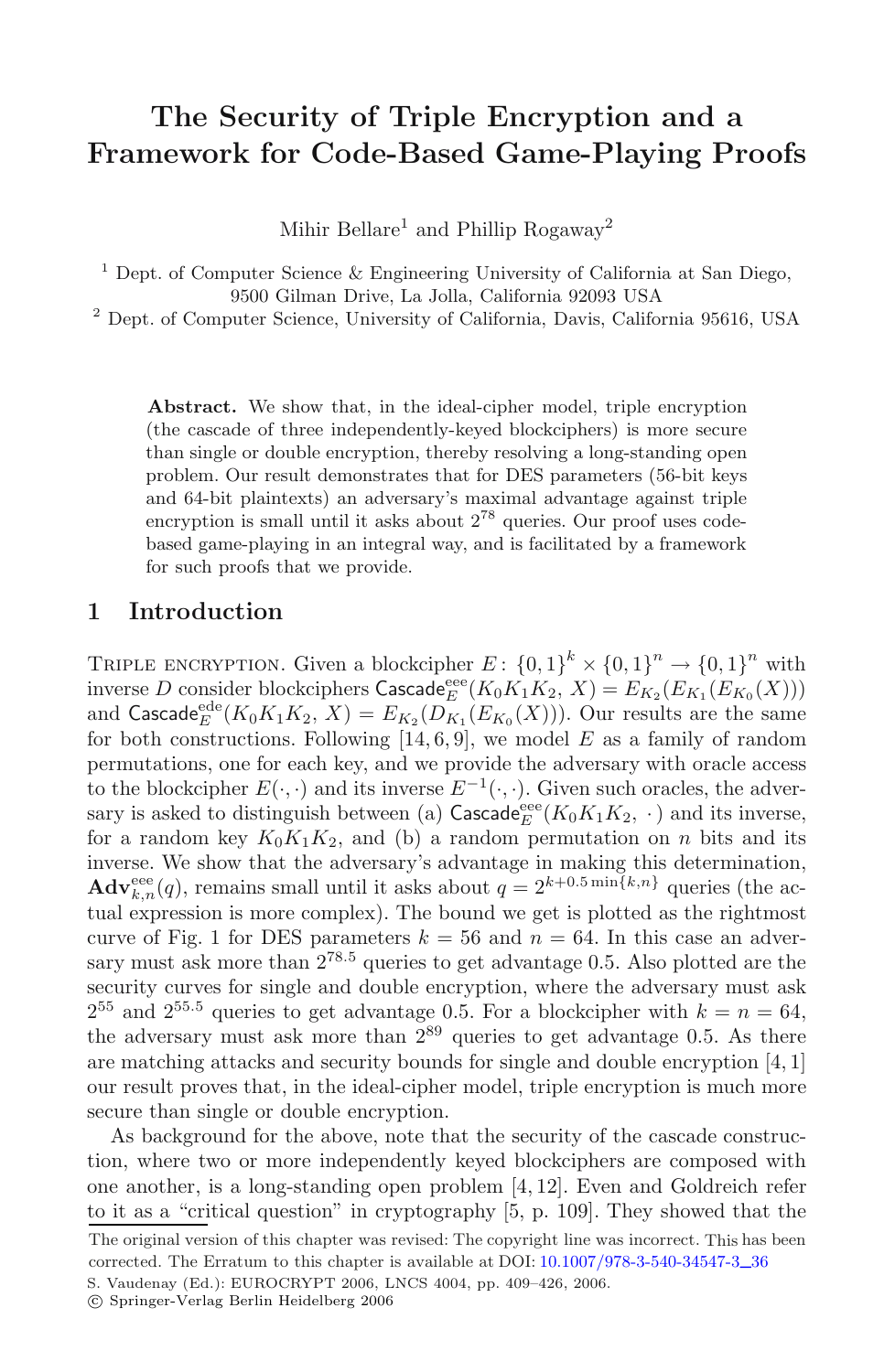# The Security of Triple Encryption and a Framework for Code-Based Game-Playing Proofs

Mihir Bellare[1] and Phillip Rogaway[2]

[1] Dept. of Computer Science & Engineering University of California at San Diego, 9500 Gilman Drive, La Jolla, California 92093 USA

[2] Dept. of Computer Science, University of California, Davis, California 95616, USA

**Abstract.** We show that, in the ideal-cipher model, triple encryption (the cascade of three independently-keyed blockciphers) is more secure than single or double encryption, thereby resolving a long-standing open problem. Our result demonstrates that for DES parameters (56-bit keys and 64-bit plaintexts) an adversary's maximal advantage against triple encryption is small until it asks about $2^{78}$ queries. Our proof uses code-based game-playing in an integral way, and is facilitated by a framework for such proofs that we provide.

## 1 Introduction

Triple encryption. Given a blockcipher $E\colon \{0,1\}^k \times \{0,1\}^n \to \{0,1\}^n$ with inverse $D$ consider blockciphers $\mathsf{Cascade}_E^{\mathrm{eee}}(K_0K_1K_2,\, X) = E_{K_2}(E_{K_1}(E_{K_0}(X)))$ and $\mathsf{Cascade}_E^{\mathrm{ede}}(K_0K_1K_2,\, X) = E_{K_2}(D_{K_1}(E_{K_0}(X)))$. Our results are the same for both constructions. Following [14, 6, 9], we model $E$ as a family of random permutations, one for each key, and we provide the adversary with oracle access to the blockcipher $E(\cdot,\cdot)$ and its inverse $E^{-1}(\cdot,\cdot)$. Given such oracles, the adversary is asked to distinguish between (a) $\mathsf{Cascade}_E^{\mathrm{eee}}(K_0K_1K_2,\,\cdot)$ and its inverse, for a random key $K_0K_1K_2$, and (b) a random permutation on $n$ bits and its inverse. We show that the adversary's advantage in making this determination, $\mathbf{Adv}_{k,n}^{\mathrm{eee}}(q)$, remains small until it asks about $q = 2^{k+0.5\min\{k,n\}}$ queries (the actual expression is more complex). The bound we get is plotted as the rightmost curve of Fig. 1 for DES parameters $k = 56$ and $n = 64$. In this case an adversary must ask more than $2^{78.5}$ queries to get advantage 0.5. Also plotted are the security curves for single and double encryption, where the adversary must ask $2^{55}$ and $2^{55.5}$ queries to get advantage 0.5. For a blockcipher with $k = n = 64$, the adversary must ask more than $2^{89}$ queries to get advantage 0.5. As there are matching attacks and security bounds for single and double encryption [4, 1] our result proves that, in the ideal-cipher model, triple encryption is much more secure than single or double encryption.

As background for the above, note that the security of the cascade construction, where two or more independently keyed blockciphers are composed with one another, is a long-standing open problem [4, 12]. Even and Goldreich refer to it as a "critical question" in cryptography [5, p. 109]. They showed that the

The original version of this chapter was revised: The copyright line was incorrect. This has been corrected. The Erratum to this chapter is available at DOI: 10.1007/978-3-540-34547-3_36

S. Vaudenay (Ed.): EUROCRYPT 2006, LNCS 4004, pp. 409–426, 2006.

© Springer-Verlag Berlin Heidelberg 2006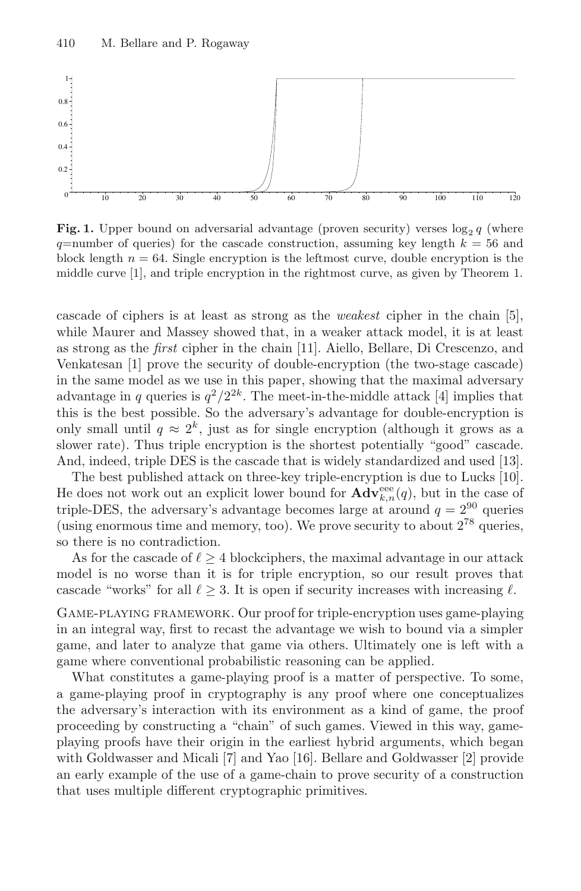**Fig. 1.** Upper bound on adversarial advantage (proven security) verses $\log_2 q$ (where $q$=number of queries) for the cascade construction, assuming key length $k = 56$ and block length $n = 64$. Single encryption is the leftmost curve, double encryption is the middle curve [1], and triple encryption in the rightmost curve, as given by Theorem 1.

cascade of ciphers is at least as strong as the *weakest* cipher in the chain [5], while Maurer and Massey showed that, in a weaker attack model, it is at least as strong as the *first* cipher in the chain [11]. Aiello, Bellare, Di Crescenzo, and Venkatesan [1] prove the security of double-encryption (the two-stage cascade) in the same model as we use in this paper, showing that the maximal adversary advantage in $q$ queries is $q^2/2^{2k}$. The meet-in-the-middle attack [4] implies that this is the best possible. So the adversary's advantage for double-encryption is only small until $q \approx 2^k$, just as for single encryption (although it grows as a slower rate). Thus triple encryption is the shortest potentially "good" cascade. And, indeed, triple DES is the cascade that is widely standardized and used [13].

The best published attack on three-key triple-encryption is due to Lucks [10]. He does not work out an explicit lower bound for $\mathbf{Adv}^{\mathrm{eee}}_{k,n}(q)$, but in the case of triple-DES, the adversary's advantage becomes large at around $q = 2^{90}$ queries (using enormous time and memory, too). We prove security to about $2^{78}$ queries, so there is no contradiction.

As for the cascade of $\ell \geq 4$ blockciphers, the maximal advantage in our attack model is no worse than it is for triple encryption, so our result proves that cascade "works" for all $\ell \geq 3$. It is open if security increases with increasing $\ell$.

Game-playing framework. Our proof for triple-encryption uses game-playing in an integral way, first to recast the advantage we wish to bound via a simpler game, and later to analyze that game via others. Ultimately one is left with a game where conventional probabilistic reasoning can be applied.

What constitutes a game-playing proof is a matter of perspective. To some, a game-playing proof in cryptography is any proof where one conceptualizes the adversary's interaction with its environment as a kind of game, the proof proceeding by constructing a "chain" of such games. Viewed in this way, game-playing proofs have their origin in the earliest hybrid arguments, which began with Goldwasser and Micali [7] and Yao [16]. Bellare and Goldwasser [2] provide an early example of the use of a game-chain to prove security of a construction that uses multiple different cryptographic primitives.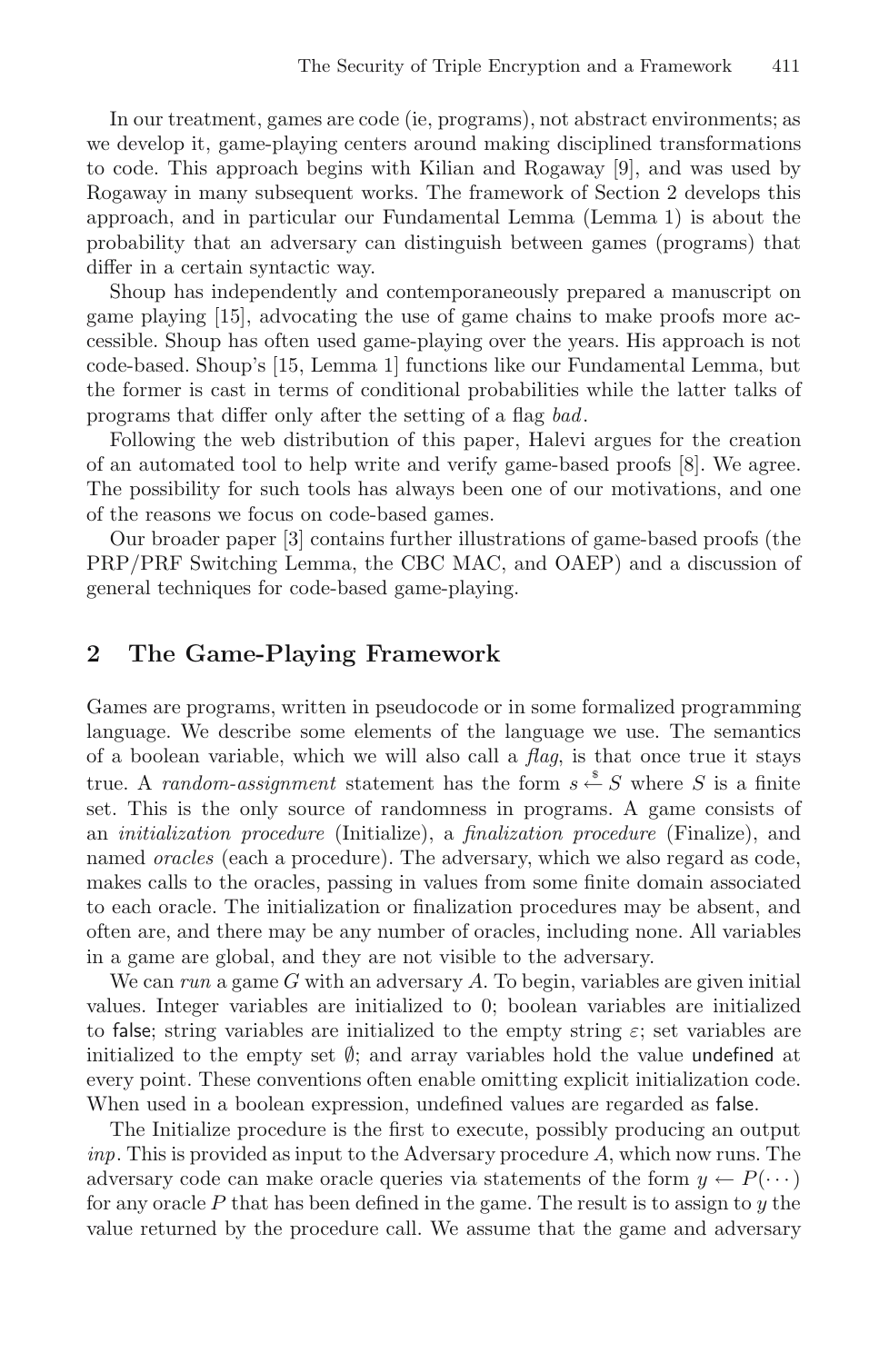In our treatment, games are code (ie, programs), not abstract environments; as we develop it, game-playing centers around making disciplined transformations to code. This approach begins with Kilian and Rogaway [9], and was used by Rogaway in many subsequent works. The framework of Section 2 develops this approach, and in particular our Fundamental Lemma (Lemma 1) is about the probability that an adversary can distinguish between games (programs) that differ in a certain syntactic way.

Shoup has independently and contemporaneously prepared a manuscript on game playing [15], advocating the use of game chains to make proofs more accessible. Shoup has often used game-playing over the years. His approach is not code-based. Shoup's [15, Lemma 1] functions like our Fundamental Lemma, but the former is cast in terms of conditional probabilities while the latter talks of programs that differ only after the setting of a flag *bad*.

Following the web distribution of this paper, Halevi argues for the creation of an automated tool to help write and verify game-based proofs [8]. We agree. The possibility for such tools has always been one of our motivations, and one of the reasons we focus on code-based games.

Our broader paper [3] contains further illustrations of game-based proofs (the PRP/PRF Switching Lemma, the CBC MAC, and OAEP) and a discussion of general techniques for code-based game-playing.

## 2 The Game-Playing Framework

Games are programs, written in pseudocode or in some formalized programming language. We describe some elements of the language we use. The semantics of a boolean variable, which we will also call a *flag*, is that once true it stays true. A *random-assignment* statement has the form $s \stackrel{\$}{\leftarrow} S$ where $S$ is a finite set. This is the only source of randomness in programs. A game consists of an *initialization procedure* (Initialize), a *finalization procedure* (Finalize), and named *oracles* (each a procedure). The adversary, which we also regard as code, makes calls to the oracles, passing in values from some finite domain associated to each oracle. The initialization or finalization procedures may be absent, and often are, and there may be any number of oracles, including none. All variables in a game are global, and they are not visible to the adversary.

We can *run* a game $G$ with an adversary $A$. To begin, variables are given initial values. Integer variables are initialized to 0; boolean variables are initialized to false; string variables are initialized to the empty string $\varepsilon$; set variables are initialized to the empty set $\emptyset$; and array variables hold the value undefined at every point. These conventions often enable omitting explicit initialization code. When used in a boolean expression, undefined values are regarded as false.

The Initialize procedure is the first to execute, possibly producing an output *inp*. This is provided as input to the Adversary procedure $A$, which now runs. The adversary code can make oracle queries via statements of the form $y \leftarrow P(\cdots)$ for any oracle $P$ that has been defined in the game. The result is to assign to $y$ the value returned by the procedure call. We assume that the game and adversary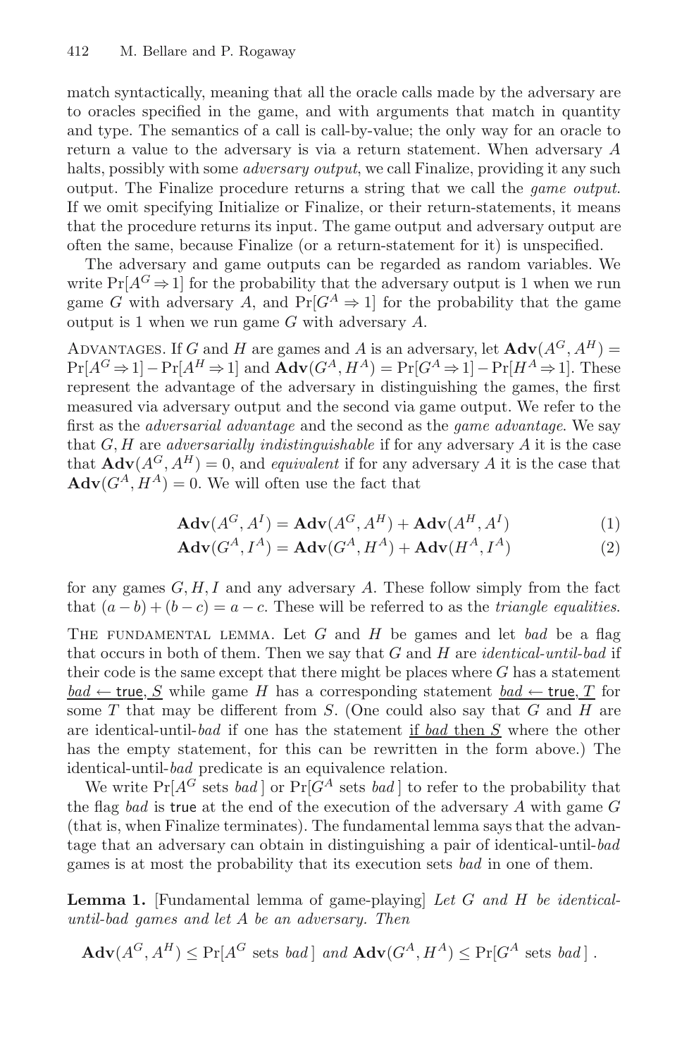match syntactically, meaning that all the oracle calls made by the adversary are to oracles specified in the game, and with arguments that match in quantity and type. The semantics of a call is call-by-value; the only way for an oracle to return a value to the adversary is via a return statement. When adversary $A$ halts, possibly with some *adversary output*, we call Finalize, providing it any such output. The Finalize procedure returns a string that we call the *game output*. If we omit specifying Initialize or Finalize, or their return-statements, it means that the procedure returns its input. The game output and adversary output are often the same, because Finalize (or a return-statement for it) is unspecified.

The adversary and game outputs can be regarded as random variables. We write $\Pr[A^G \Rightarrow 1]$ for the probability that the adversary output is 1 when we run game $G$ with adversary $A$, and $\Pr[G^A \Rightarrow 1]$ for the probability that the game output is 1 when we run game $G$ with adversary $A$.

Advantages. If $G$ and $H$ are games and $A$ is an adversary, let $\mathbf{Adv}(A^G, A^H) = \Pr[A^G \Rightarrow 1] - \Pr[A^H \Rightarrow 1]$ and $\mathbf{Adv}(G^A, H^A) = \Pr[G^A \Rightarrow 1] - \Pr[H^A \Rightarrow 1]$. These represent the advantage of the adversary in distinguishing the games, the first measured via adversary output and the second via game output. We refer to the first as the *adversarial advantage* and the second as the *game advantage*. We say that $G, H$ are *adversarially indistinguishable* if for any adversary $A$ it is the case that $\mathbf{Adv}(A^G, A^H) = 0$, and *equivalent* if for any adversary $A$ it is the case that $\mathbf{Adv}(G^A, H^A) = 0$. We will often use the fact that

$$\mathbf{Adv}(A^G, A^I) = \mathbf{Adv}(A^G, A^H) + \mathbf{Adv}(A^H, A^I) \tag{1}$$

$$\mathbf{Adv}(G^A, I^A) = \mathbf{Adv}(G^A, H^A) + \mathbf{Adv}(H^A, I^A) \tag{2}$$

for any games $G, H, I$ and any adversary $A$. These follow simply from the fact that $(a - b) + (b - c) = a - c$. These will be referred to as the *triangle equalities*.

The fundamental lemma. Let $G$ and $H$ be games and let *bad* be a flag that occurs in both of them. Then we say that $G$ and $H$ are *identical-until-bad* if their code is the same except that there might be places where $G$ has a statement $\underline{bad \leftarrow \mathsf{true}, S}$ while game $H$ has a corresponding statement $\underline{bad \leftarrow \mathsf{true}, T}$ for some $T$ that may be different from $S$. (One could also say that $G$ and $H$ are are identical-until-*bad* if one has the statement $\underline{\text{if } bad \text{ then } S}$ where the other has the empty statement, for this can be rewritten in the form above.) The identical-until-*bad* predicate is an equivalence relation.

We write $\Pr[A^G \text{ sets } bad\,]$ or $\Pr[G^A \text{ sets } bad\,]$ to refer to the probability that the flag *bad* is true at the end of the execution of the adversary $A$ with game $G$ (that is, when Finalize terminates). The fundamental lemma says that the advantage that an adversary can obtain in distinguishing a pair of identical-until-*bad* games is at most the probability that its execution sets *bad* in one of them.

**Lemma 1.** [Fundamental lemma of game-playing] *Let $G$ and $H$ be identical-until-bad games and let $A$ be an adversary. Then*

$$\mathbf{Adv}(A^G, A^H) \le \Pr[A^G \text{ sets } bad\,] \text{ and } \mathbf{Adv}(G^A, H^A) \le \Pr[G^A \text{ sets } bad\,]\,.$$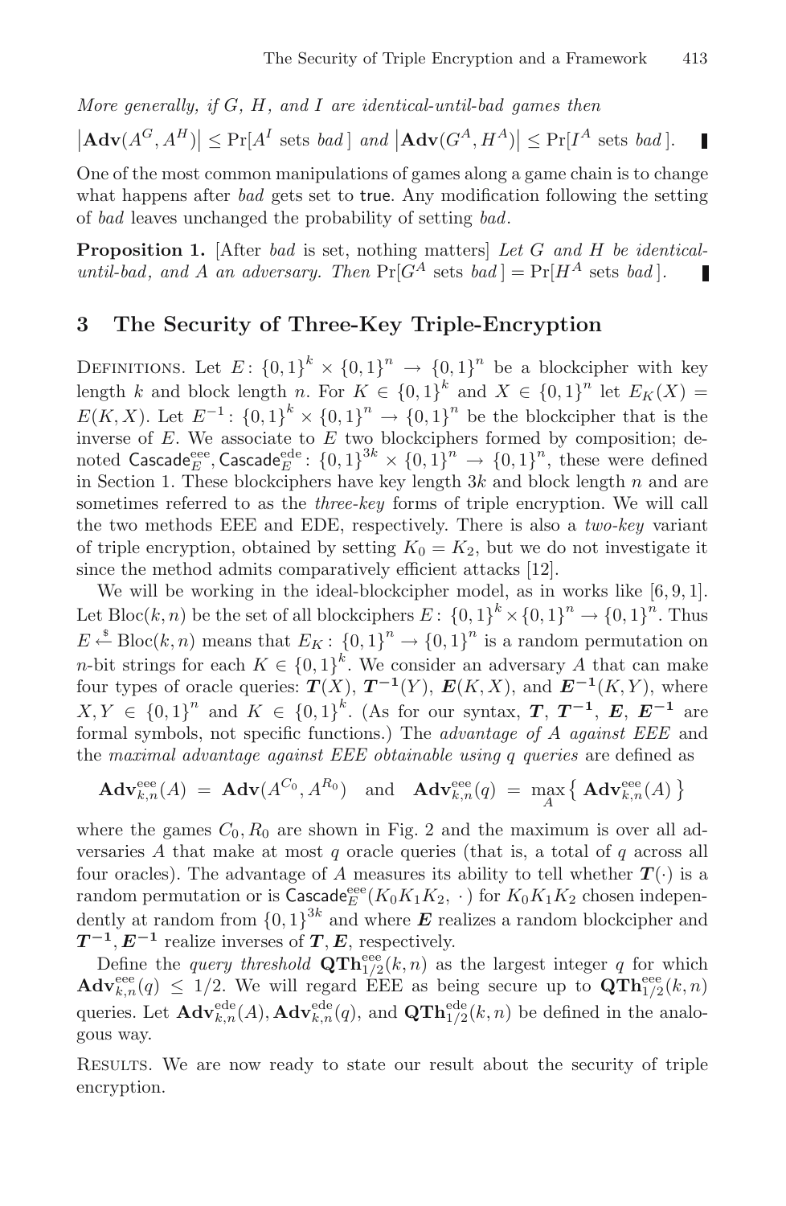*More generally, if G, H, and I are identical-until-bad games then*

$$\left|\mathbf{Adv}(A^G, A^H)\right| \le \Pr[A^I \text{ sets } bad\,] \;\; and \;\; \left|\mathbf{Adv}(G^A, H^A)\right| \le \Pr[I^A \text{ sets } bad\,].$$

One of the most common manipulations of games along a game chain is to change what happens after *bad* gets set to true. Any modification following the setting of *bad* leaves unchanged the probability of setting *bad*.

**Proposition 1.** [After *bad* is set, nothing matters] *Let G and H be identical-until-bad, and A an adversary. Then* $\Pr[G^A \text{ sets } bad\,] = \Pr[H^A \text{ sets } bad\,]$.

## 3 The Security of Three-Key Triple-Encryption

DEFINITIONS. Let $E\colon \{0,1\}^k \times \{0,1\}^n \to \{0,1\}^n$ be a blockcipher with key length $k$ and block length $n$. For $K \in \{0,1\}^k$ and $X \in \{0,1\}^n$ let $E_K(X) = E(K, X)$. Let $E^{-1}\colon \{0,1\}^k \times \{0,1\}^n \to \{0,1\}^n$ be the blockcipher that is the inverse of $E$. We associate to $E$ two blockciphers formed by composition; denoted $\mathsf{Cascade}_E^{\mathrm{eee}}, \mathsf{Cascade}_E^{\mathrm{ede}}\colon \{0,1\}^{3k} \times \{0,1\}^n \to \{0,1\}^n$, these were defined in Section 1. These blockciphers have key length $3k$ and block length $n$ and are sometimes referred to as the *three-key* forms of triple encryption. We will call the two methods EEE and EDE, respectively. There is also a *two-key* variant of triple encryption, obtained by setting $K_0 = K_2$, but we do not investigate it since the method admits comparatively efficient attacks [12].

We will be working in the ideal-blockcipher model, as in works like [6, 9, 1]. Let $\mathrm{Bloc}(k, n)$ be the set of all blockciphers $E\colon \{0,1\}^k \times \{0,1\}^n \to \{0,1\}^n$. Thus $E \xleftarrow{\$} \mathrm{Bloc}(k, n)$ means that $E_K\colon \{0,1\}^n \to \{0,1\}^n$ is a random permutation on $n$-bit strings for each $K \in \{0,1\}^k$. We consider an adversary $A$ that can make four types of oracle queries: $\boldsymbol{T}(X)$, $\boldsymbol{T^{-1}}(Y)$, $\boldsymbol{E}(K, X)$, and $\boldsymbol{E^{-1}}(K, Y)$, where $X, Y \in \{0,1\}^n$ and $K \in \{0,1\}^k$. (As for our syntax, $\boldsymbol{T}$, $\boldsymbol{T^{-1}}$, $\boldsymbol{E}$, $\boldsymbol{E^{-1}}$ are formal symbols, not specific functions.) The *advantage of A against EEE* and the *maximal advantage against EEE obtainable using q queries* are defined as

$$\mathbf{Adv}_{k,n}^{\mathrm{eee}}(A) \;=\; \mathbf{Adv}(A^{C_0}, A^{R_0}) \quad \text{and} \quad \mathbf{Adv}_{k,n}^{\mathrm{eee}}(q) \;=\; \max_A\left\{\, \mathbf{Adv}_{k,n}^{\mathrm{eee}}(A)\,\right\}$$

where the games $C_0, R_0$ are shown in Fig. 2 and the maximum is over all adversaries $A$ that make at most $q$ oracle queries (that is, a total of $q$ across all four oracles). The advantage of $A$ measures its ability to tell whether $\boldsymbol{T}(\cdot)$ is a random permutation or is $\mathsf{Cascade}_E^{\mathrm{eee}}(K_0K_1K_2,\,\cdot\,)$ for $K_0K_1K_2$ chosen independently at random from $\{0,1\}^{3k}$ and where $\boldsymbol{E}$ realizes a random blockcipher and $\boldsymbol{T^{-1}}, \boldsymbol{E^{-1}}$ realize inverses of $\boldsymbol{T}, \boldsymbol{E}$, respectively.

Define the *query threshold* $\mathbf{QTh}_{1/2}^{\mathrm{eee}}(k, n)$ as the largest integer $q$ for which $\mathbf{Adv}_{k,n}^{\mathrm{eee}}(q) \le 1/2$. We will regard EEE as being secure up to $\mathbf{QTh}_{1/2}^{\mathrm{eee}}(k, n)$ queries. Let $\mathbf{Adv}_{k,n}^{\mathrm{ede}}(A), \mathbf{Adv}_{k,n}^{\mathrm{ede}}(q)$, and $\mathbf{QTh}_{1/2}^{\mathrm{ede}}(k, n)$ be defined in the analogous way.

RESULTS. We are now ready to state our result about the security of triple encryption.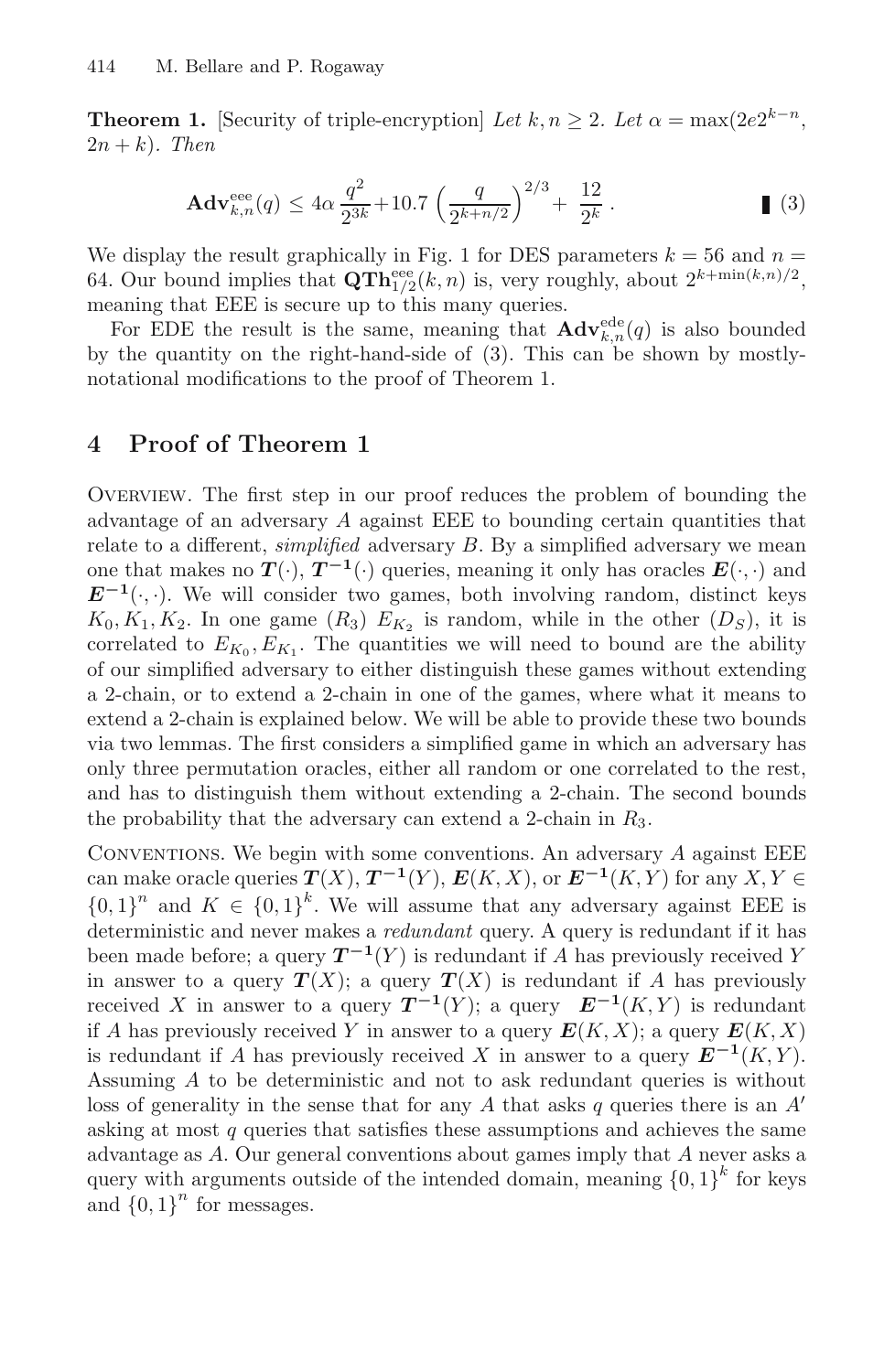**Theorem 1.** [Security of triple-encryption] *Let $k, n \geq 2$. Let $\alpha = \max(2e2^{k-n}, 2n+k)$. Then*

$$\mathbf{Adv}^{\mathrm{eee}}_{k,n}(q) \leq 4\alpha \frac{q^2}{2^{3k}} + 10.7 \left(\frac{q}{2^{k+n/2}}\right)^{2/3} + \frac{12}{2^k}\,. \qquad \blacksquare \quad (3)$$

We display the result graphically in Fig. 1 for DES parameters $k = 56$ and $n = 64$. Our bound implies that $\mathbf{QTh}^{\mathrm{eee}}_{1/2}(k, n)$ is, very roughly, about $2^{k+\min(k,n)/2}$, meaning that EEE is secure up to this many queries.

For EDE the result is the same, meaning that $\mathbf{Adv}^{\mathrm{ede}}_{k,n}(q)$ is also bounded by the quantity on the right-hand-side of (3). This can be shown by mostly-notational modifications to the proof of Theorem 1.

## 4 Proof of Theorem 1

Overview. The first step in our proof reduces the problem of bounding the advantage of an adversary $A$ against EEE to bounding certain quantities that relate to a different, *simplified* adversary $B$. By a simplified adversary we mean one that makes no $\boldsymbol{T}(\cdot)$, $\boldsymbol{T^{-1}}(\cdot)$ queries, meaning it only has oracles $\boldsymbol{E}(\cdot,\cdot)$ and $\boldsymbol{E^{-1}}(\cdot,\cdot)$. We will consider two games, both involving random, distinct keys $K_0, K_1, K_2$. In one game ($R_3$) $E_{K_2}$ is random, while in the other ($D_S$), it is correlated to $E_{K_0}, E_{K_1}$. The quantities we will need to bound are the ability of our simplified adversary to either distinguish these games without extending a 2-chain, or to extend a 2-chain in one of the games, where what it means to extend a 2-chain is explained below. We will be able to provide these two bounds via two lemmas. The first considers a simplified game in which an adversary has only three permutation oracles, either all random or one correlated to the rest, and has to distinguish them without extending a 2-chain. The second bounds the probability that the adversary can extend a 2-chain in $R_3$.

Conventions. We begin with some conventions. An adversary $A$ against EEE can make oracle queries $\boldsymbol{T}(X)$, $\boldsymbol{T^{-1}}(Y)$, $\boldsymbol{E}(K, X)$, or $\boldsymbol{E^{-1}}(K, Y)$ for any $X, Y \in \{0,1\}^n$ and $K \in \{0,1\}^k$. We will assume that any adversary against EEE is deterministic and never makes a *redundant* query. A query is redundant if it has been made before; a query $\boldsymbol{T^{-1}}(Y)$ is redundant if $A$ has previously received $Y$ in answer to a query $\boldsymbol{T}(X)$; a query $\boldsymbol{T}(X)$ is redundant if $A$ has previously received $X$ in answer to a query $\boldsymbol{T^{-1}}(Y)$; a query $\boldsymbol{E^{-1}}(K, Y)$ is redundant if $A$ has previously received $Y$ in answer to a query $\boldsymbol{E}(K, X)$; a query $\boldsymbol{E}(K, X)$ is redundant if $A$ has previously received $X$ in answer to a query $\boldsymbol{E^{-1}}(K, Y)$. Assuming $A$ to be deterministic and not to ask redundant queries is without loss of generality in the sense that for any $A$ that asks $q$ queries there is an $A'$ asking at most $q$ queries that satisfies these assumptions and achieves the same advantage as $A$. Our general conventions about games imply that $A$ never asks a query with arguments outside of the intended domain, meaning $\{0,1\}^k$ for keys and $\{0,1\}^n$ for messages.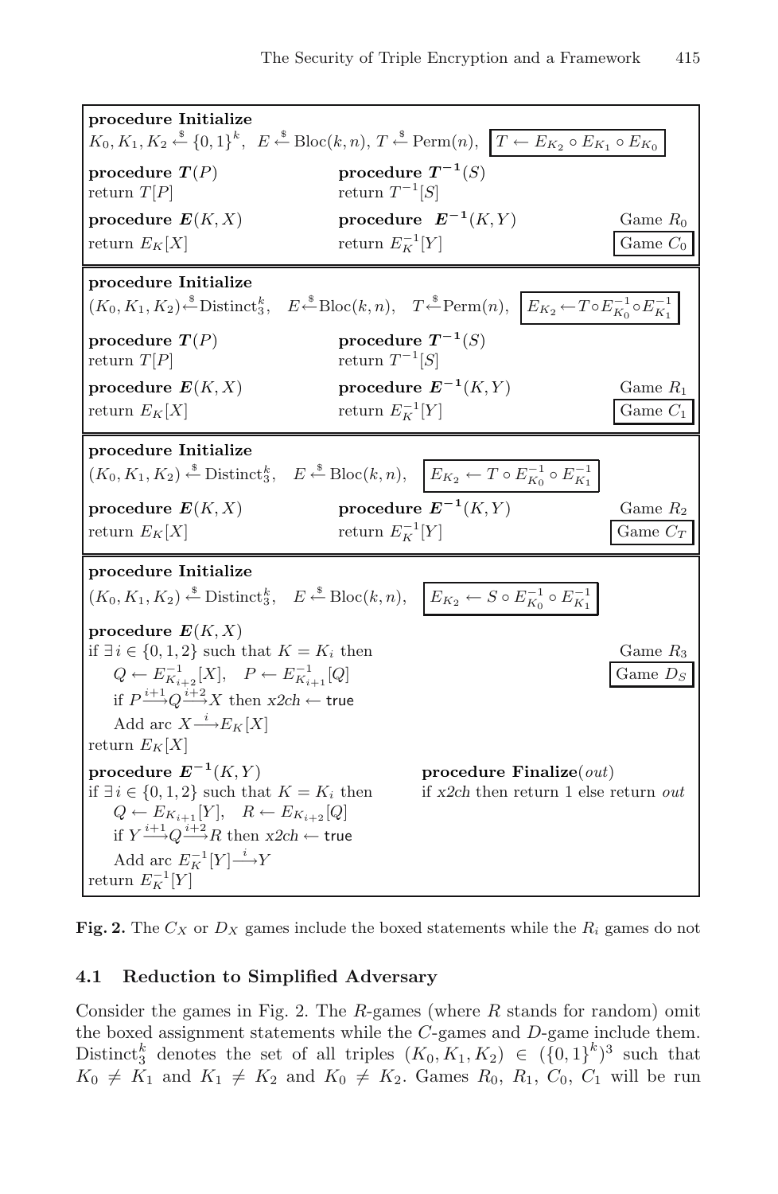**procedure Initialize**
$K_0, K_1, K_2 \xleftarrow{\$} \{0,1\}^k$, $E \xleftarrow{\$} \mathrm{Bloc}(k,n)$, $T \xleftarrow{\$} \mathrm{Perm}(n)$, $\boxed{T \leftarrow E_{K_2} \circ E_{K_1} \circ E_{K_0}}$

**procedure $\boldsymbol{T}(P)$**
return $T[P]$

**procedure $\boldsymbol{T^{-1}}(S)$**
return $T^{-1}[S]$

**procedure $\boldsymbol{E}(K, X)$**
return $E_K[X]$

**procedure $\boldsymbol{E^{-1}}(K, Y)$**
return $E_K^{-1}[Y]$

Game $R_0$
$\boxed{\text{Game } C_0}$

---

**procedure Initialize**
$(K_0, K_1, K_2) \xleftarrow{\$} \mathrm{Distinct}_3^k$, $E \xleftarrow{\$} \mathrm{Bloc}(k,n)$, $T \xleftarrow{\$} \mathrm{Perm}(n)$, $\boxed{E_{K_2} \leftarrow T \circ E_{K_0}^{-1} \circ E_{K_1}^{-1}}$

**procedure $\boldsymbol{T}(P)$**
return $T[P]$

**procedure $\boldsymbol{T^{-1}}(S)$**
return $T^{-1}[S]$

**procedure $\boldsymbol{E}(K, X)$**
return $E_K[X]$

**procedure $\boldsymbol{E^{-1}}(K, Y)$**
return $E_K^{-1}[Y]$

Game $R_1$
$\boxed{\text{Game } C_1}$

---

**procedure Initialize**
$(K_0, K_1, K_2) \xleftarrow{\$} \mathrm{Distinct}_3^k$, $E \xleftarrow{\$} \mathrm{Bloc}(k,n)$, $\boxed{E_{K_2} \leftarrow T \circ E_{K_0}^{-1} \circ E_{K_1}^{-1}}$

**procedure $\boldsymbol{E}(K, X)$**
return $E_K[X]$

**procedure $\boldsymbol{E^{-1}}(K, Y)$**
return $E_K^{-1}[Y]$

Game $R_2$
$\boxed{\text{Game } C_T}$

---

**procedure Initialize**
$(K_0, K_1, K_2) \xleftarrow{\$} \mathrm{Distinct}_3^k$, $E \xleftarrow{\$} \mathrm{Bloc}(k,n)$, $\boxed{E_{K_2} \leftarrow S \circ E_{K_0}^{-1} \circ E_{K_1}^{-1}}$

**procedure $\boldsymbol{E}(K, X)$**
if $\exists i \in \{0,1,2\}$ such that $K = K_i$ then
  $Q \leftarrow E_{K_{i+2}}^{-1}[X]$, $P \leftarrow E_{K_{i+1}}^{-1}[Q]$
  if $P \xrightarrow{i+1} Q \xrightarrow{i+2} X$ then *x2ch* $\leftarrow$ true
  Add arc $X \xrightarrow{i} E_K[X]$
return $E_K[X]$

Game $R_3$
$\boxed{\text{Game } D_S}$

**procedure $\boldsymbol{E^{-1}}(K, Y)$**
if $\exists i \in \{0,1,2\}$ such that $K = K_i$ then
  $Q \leftarrow E_{K_{i+1}}[Y]$, $R \leftarrow E_{K_{i+2}}[Q]$
  if $Y \xrightarrow{i+1} Q \xrightarrow{i+2} R$ then *x2ch* $\leftarrow$ true
  Add arc $E_K^{-1}[Y] \xrightarrow{i} Y$
return $E_K^{-1}[Y]$

**procedure Finalize**$(out)$
if *x2ch* then return 1 else return *out*

**Fig. 2.** The $C_X$ or $D_X$ games include the boxed statements while the $R_i$ games do not

### 4.1 Reduction to Simplified Adversary

Consider the games in Fig. 2. The $R$-games (where $R$ stands for random) omit the boxed assignment statements while the $C$-games and $D$-game include them. $\mathrm{Distinct}_3^k$ denotes the set of all triples $(K_0, K_1, K_2) \in (\{0,1\}^k)^3$ such that $K_0 \neq K_1$ and $K_1 \neq K_2$ and $K_0 \neq K_2$. Games $R_0$, $R_1$, $C_0$, $C_1$ will be run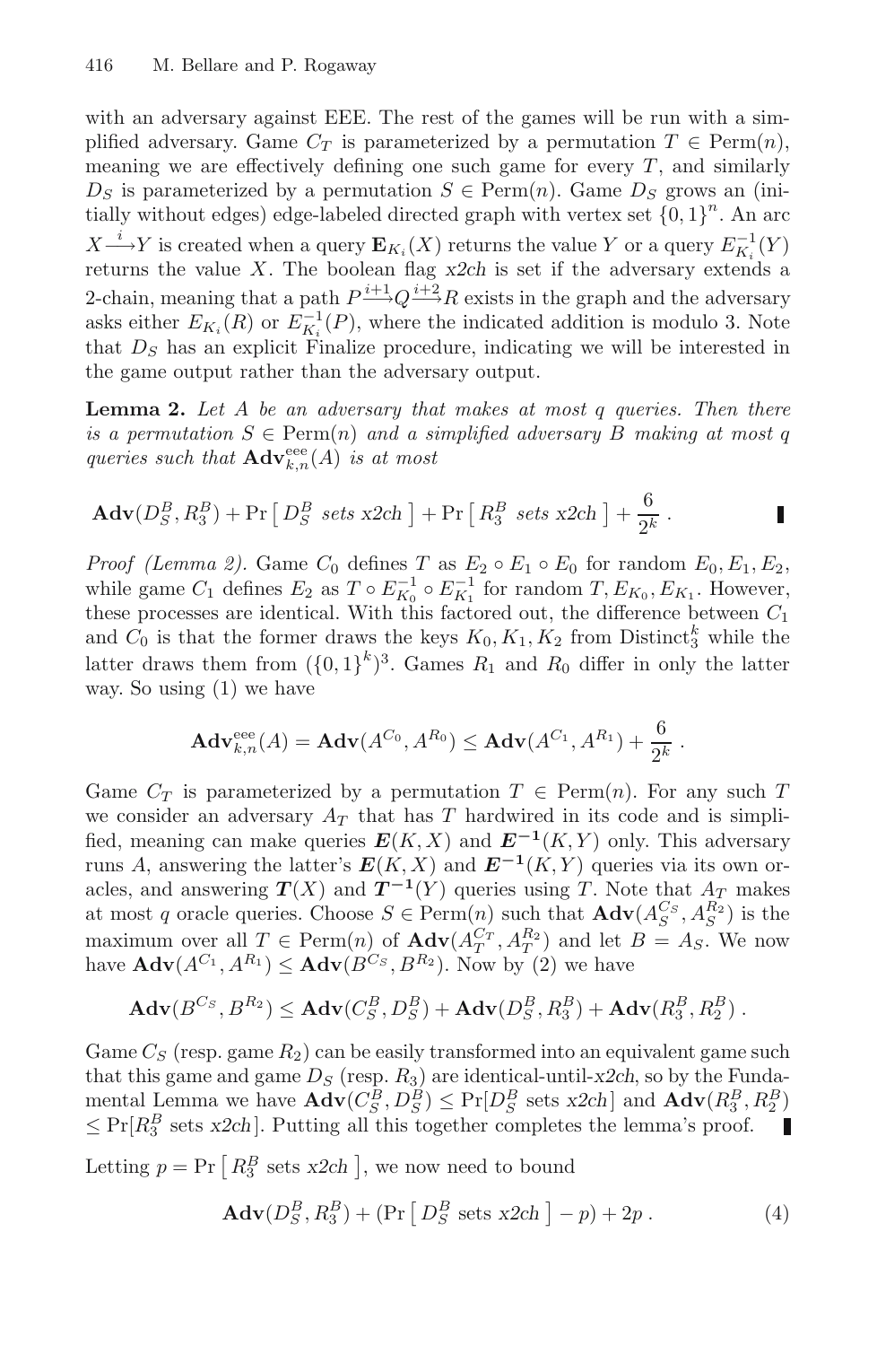with an adversary against EEE. The rest of the games will be run with a simplified adversary. Game $C_T$ is parameterized by a permutation $T \in \mathrm{Perm}(n)$, meaning we are effectively defining one such game for every $T$, and similarly $D_S$ is parameterized by a permutation $S \in \mathrm{Perm}(n)$. Game $D_S$ grows an (initially without edges) edge-labeled directed graph with vertex set $\{0,1\}^n$. An arc $X \xrightarrow{i} Y$ is created when a query $\mathbf{E}_{K_i}(X)$ returns the value $Y$ or a query $E^{-1}_{K_i}(Y)$ returns the value $X$. The boolean flag *x2ch* is set if the adversary extends a 2-chain, meaning that a path $P \xrightarrow{i+1} Q \xrightarrow{i+2} R$ exists in the graph and the adversary asks either $E_{K_i}(R)$ or $E^{-1}_{K_i}(P)$, where the indicated addition is modulo 3. Note that $D_S$ has an explicit Finalize procedure, indicating we will be interested in the game output rather than the adversary output.

**Lemma 2.** *Let $A$ be an adversary that makes at most $q$ queries. Then there is a permutation $S \in \mathrm{Perm}(n)$ and a simplified adversary $B$ making at most $q$ queries such that $\mathbf{Adv}^{\mathrm{eee}}_{k,n}(A)$ is at most*

$$\mathbf{Adv}(D_S^B, R_3^B) + \Pr\left[\, D_S^B \text{ sets } x2ch \,\right] + \Pr\left[\, R_3^B \text{ sets } x2ch \,\right] + \frac{6}{2^k}\,.$$

*Proof (Lemma 2).* Game $C_0$ defines $T$ as $E_2 \circ E_1 \circ E_0$ for random $E_0, E_1, E_2$, while game $C_1$ defines $E_2$ as $T \circ E^{-1}_{K_0} \circ E^{-1}_{K_1}$ for random $T, E_{K_0}, E_{K_1}$. However, these processes are identical. With this factored out, the difference between $C_1$ and $C_0$ is that the former draws the keys $K_0, K_1, K_2$ from $\mathrm{Distinct}^k_3$ while the latter draws them from $(\{0,1\}^k)^3$. Games $R_1$ and $R_0$ differ in only the latter way. So using (1) we have

$$\mathbf{Adv}^{\mathrm{eee}}_{k,n}(A) = \mathbf{Adv}(A^{C_0}, A^{R_0}) \le \mathbf{Adv}(A^{C_1}, A^{R_1}) + \frac{6}{2^k}\,.$$

Game $C_T$ is parameterized by a permutation $T \in \mathrm{Perm}(n)$. For any such $T$ we consider an adversary $A_T$ that has $T$ hardwired in its code and is simplified, meaning can make queries $\boldsymbol{E}(K,X)$ and $\boldsymbol{E^{-1}}(K,Y)$ only. This adversary runs $A$, answering the latter's $\boldsymbol{E}(K,X)$ and $\boldsymbol{E^{-1}}(K,Y)$ queries via its own oracles, and answering $\boldsymbol{T}(X)$ and $\boldsymbol{T^{-1}}(Y)$ queries using $T$. Note that $A_T$ makes at most $q$ oracle queries. Choose $S \in \mathrm{Perm}(n)$ such that $\mathbf{Adv}(A_S^{C_S}, A_S^{R_2})$ is the maximum over all $T \in \mathrm{Perm}(n)$ of $\mathbf{Adv}(A_T^{C_T}, A_T^{R_2})$ and let $B = A_S$. We now have $\mathbf{Adv}(A^{C_1}, A^{R_1}) \le \mathbf{Adv}(B^{C_S}, B^{R_2})$. Now by (2) we have

$$\mathbf{Adv}(B^{C_S}, B^{R_2}) \le \mathbf{Adv}(C_S^B, D_S^B) + \mathbf{Adv}(D_S^B, R_3^B) + \mathbf{Adv}(R_3^B, R_2^B)\,.$$

Game $C_S$ (resp. game $R_2$) can be easily transformed into an equivalent game such that this game and game $D_S$ (resp. $R_3$) are identical-until-*x2ch*, so by the Fundamental Lemma we have $\mathbf{Adv}(C_S^B, D_S^B) \le \Pr[D_S^B \text{ sets } x2ch]$ and $\mathbf{Adv}(R_3^B, R_2^B) \le \Pr[R_3^B \text{ sets } x2ch]$. Putting all this together completes the lemma's proof. ∎

Letting $p = \Pr\left[\, R_3^B \text{ sets } x2ch \,\right]$, we now need to bound

$$\mathbf{Adv}(D_S^B, R_3^B) + (\Pr\left[\, D_S^B \text{ sets } x2ch \,\right] - p) + 2p\,. \tag{4}$$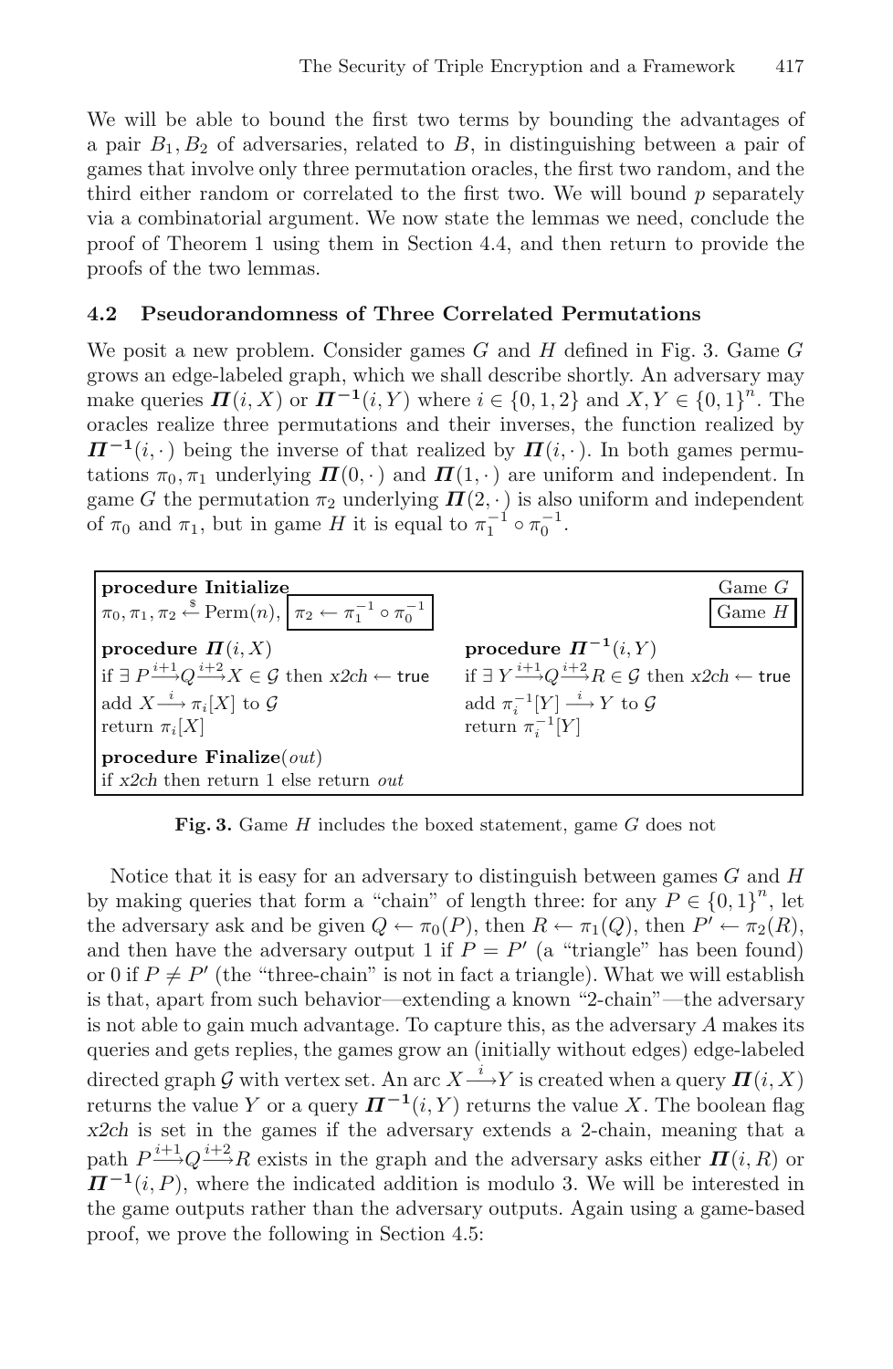We will be able to bound the first two terms by bounding the advantages of a pair $B_1, B_2$ of adversaries, related to $B$, in distinguishing between a pair of games that involve only three permutation oracles, the first two random, and the third either random or correlated to the first two. We will bound $p$ separately via a combinatorial argument. We now state the lemmas we need, conclude the proof of Theorem 1 using them in Section 4.4, and then return to provide the proofs of the two lemmas.

### 4.2 Pseudorandomness of Three Correlated Permutations

We posit a new problem. Consider games $G$ and $H$ defined in Fig. 3. Game $G$ grows an edge-labeled graph, which we shall describe shortly. An adversary may make queries $\boldsymbol{\Pi}(i, X)$ or $\boldsymbol{\Pi}^{-1}(i, Y)$ where $i \in \{0, 1, 2\}$ and $X, Y \in \{0,1\}^n$. The oracles realize three permutations and their inverses, the function realized by $\boldsymbol{\Pi}^{-1}(i, \cdot)$ being the inverse of that realized by $\boldsymbol{\Pi}(i, \cdot)$. In both games permutations $\pi_0, \pi_1$ underlying $\boldsymbol{\Pi}(0, \cdot)$ and $\boldsymbol{\Pi}(1, \cdot)$ are uniform and independent. In game $G$ the permutation $\pi_2$ underlying $\boldsymbol{\Pi}(2, \cdot)$ is also uniform and independent of $\pi_0$ and $\pi_1$, but in game $H$ it is equal to $\pi_1^{-1} \circ \pi_0^{-1}$.

```
procedure Initialize                                              Game G
π0, π1, π2 ←$ Perm(n),  [π2 ← π1^{-1} ∘ π0^{-1}]                 [Game H]

procedure Π(i, X)                                 procedure Π^{-1}(i, Y)
if ∃ P --(i+1)--> Q --(i+2)--> X ∈ G then x2ch ← true     if ∃ Y --(i+1)--> Q --(i+2)--> R ∈ G then x2ch ← true
add X --i--> π_i[X] to G                          add π_i^{-1}[Y] --i--> Y to G
return π_i[X]                                     return π_i^{-1}[Y]

procedure Finalize(out)
if x2ch then return 1 else return out
```

**Fig. 3.** Game $H$ includes the boxed statement, game $G$ does not

Notice that it is easy for an adversary to distinguish between games $G$ and $H$ by making queries that form a "chain" of length three: for any $P \in \{0,1\}^n$, let the adversary ask and be given $Q \leftarrow \pi_0(P)$, then $R \leftarrow \pi_1(Q)$, then $P' \leftarrow \pi_2(R)$, and then have the adversary output 1 if $P = P'$ (a "triangle" has been found) or 0 if $P \neq P'$ (the "three-chain" is not in fact a triangle). What we will establish is that, apart from such behavior—extending a known "2-chain"—the adversary is not able to gain much advantage. To capture this, as the adversary $A$ makes its queries and gets replies, the games grow an (initially without edges) edge-labeled directed graph $\mathcal{G}$ with vertex set. An arc $X \xrightarrow{i} Y$ is created when a query $\boldsymbol{\Pi}(i, X)$ returns the value $Y$ or a query $\boldsymbol{\Pi}^{-1}(i, Y)$ returns the value $X$. The boolean flag *x2ch* is set in the games if the adversary extends a 2-chain, meaning that a path $P \xrightarrow{i+1} Q \xrightarrow{i+2} R$ exists in the graph and the adversary asks either $\boldsymbol{\Pi}(i, R)$ or $\boldsymbol{\Pi}^{-1}(i, P)$, where the indicated addition is modulo 3. We will be interested in the game outputs rather than the adversary outputs. Again using a game-based proof, we prove the following in Section 4.5: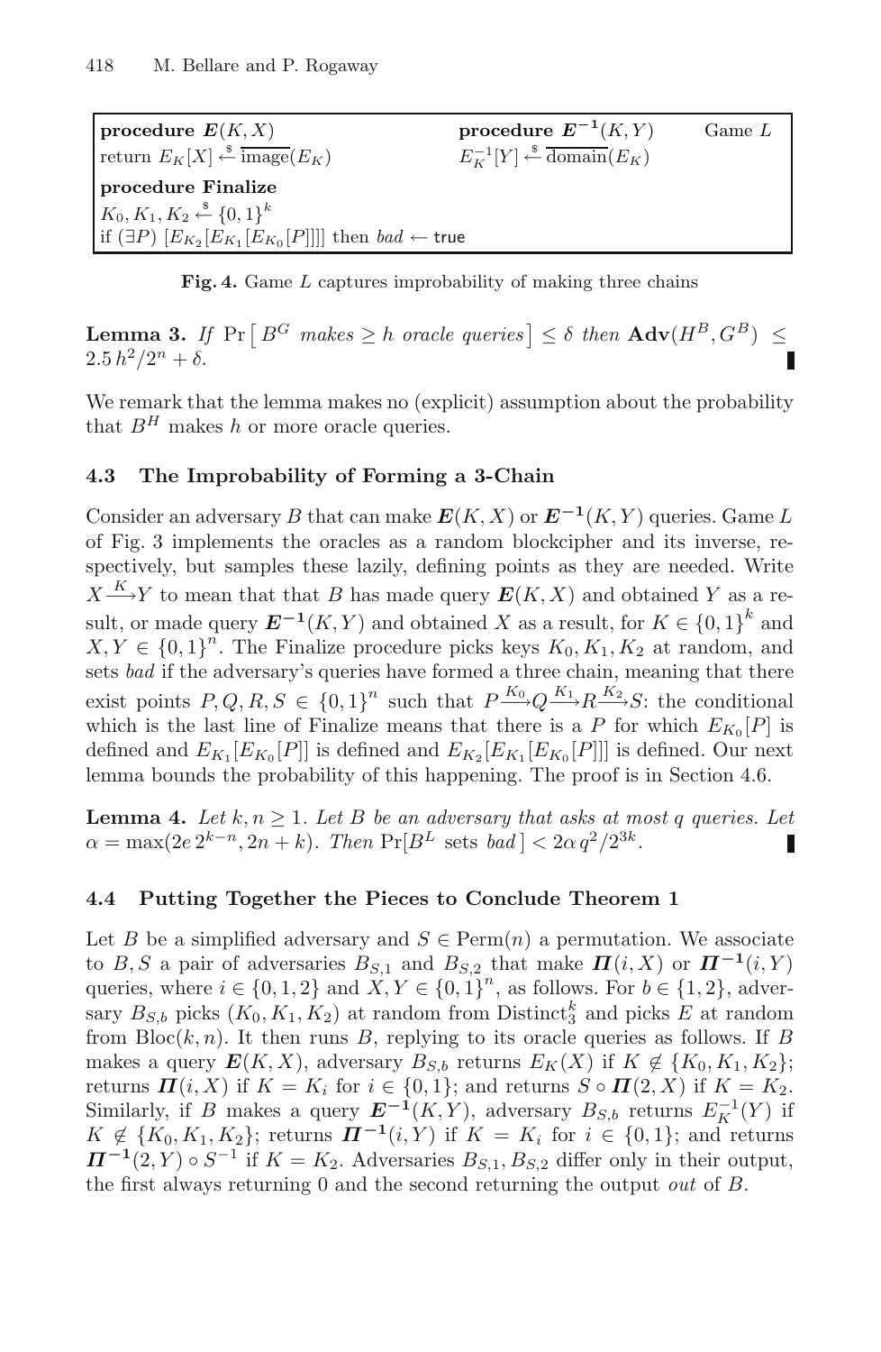| **procedure** $\boldsymbol{E}(K, X)$ | **procedure** $\boldsymbol{E^{-1}}(K, Y)$ | Game $L$ |
|---|---|---|
| return $E_K[X] \xleftarrow{\$} \overline{\text{image}}(E_K)$ | $E_K^{-1}[Y] \xleftarrow{\$} \overline{\text{domain}}(E_K)$ | |
| **procedure Finalize** | | |
| $K_0, K_1, K_2 \xleftarrow{\$} \{0,1\}^k$ | | |
| if $(\exists P)$ $[E_{K_2}[E_{K_1}[E_{K_0}[P]]]]$ then $bad \leftarrow \mathsf{true}$ | | |

**Fig. 4.** Game $L$ captures improbability of making three chains

**Lemma 3.** *If* $\Pr\left[\, B^G \text{ makes} \geq h \text{ oracle queries} \right] \leq \delta$ *then* $\mathbf{Adv}(H^B, G^B) \leq 2.5\, h^2/2^n + \delta$.

We remark that the lemma makes no (explicit) assumption about the probability that $B^H$ makes $h$ or more oracle queries.

### 4.3 The Improbability of Forming a 3-Chain

Consider an adversary $B$ that can make $\boldsymbol{E}(K, X)$ or $\boldsymbol{E^{-1}}(K, Y)$ queries. Game $L$ of Fig. 3 implements the oracles as a random blockcipher and its inverse, respectively, but samples these lazily, defining points as they are needed. Write $X \xrightarrow{K} Y$ to mean that that $B$ has made query $\boldsymbol{E}(K, X)$ and obtained $Y$ as a result, or made query $\boldsymbol{E^{-1}}(K, Y)$ and obtained $X$ as a result, for $K \in \{0,1\}^k$ and $X, Y \in \{0,1\}^n$. The Finalize procedure picks keys $K_0, K_1, K_2$ at random, and sets *bad* if the adversary's queries have formed a three chain, meaning that there exist points $P, Q, R, S \in \{0,1\}^n$ such that $P \xrightarrow{K_0} Q \xrightarrow{K_1} R \xrightarrow{K_2} S$: the conditional which is the last line of Finalize means that there is a $P$ for which $E_{K_0}[P]$ is defined and $E_{K_1}[E_{K_0}[P]]$ is defined and $E_{K_2}[E_{K_1}[E_{K_0}[P]]]$ is defined. Our next lemma bounds the probability of this happening. The proof is in Section 4.6.

**Lemma 4.** *Let* $k, n \geq 1$*. Let* $B$ *be an adversary that asks at most* $q$ *queries. Let* $\alpha = \max(2e\, 2^{k-n}, 2n + k)$*. Then* $\Pr[B^L \text{ sets } bad\,] < 2\alpha\, q^2/2^{3k}$.

### 4.4 Putting Together the Pieces to Conclude Theorem 1

Let $B$ be a simplified adversary and $S \in \mathrm{Perm}(n)$ a permutation. We associate to $B, S$ a pair of adversaries $B_{S,1}$ and $B_{S,2}$ that make $\boldsymbol{\Pi}(i, X)$ or $\boldsymbol{\Pi^{-1}}(i, Y)$ queries, where $i \in \{0, 1, 2\}$ and $X, Y \in \{0,1\}^n$, as follows. For $b \in \{1, 2\}$, adversary $B_{S,b}$ picks $(K_0, K_1, K_2)$ at random from $\mathrm{Distinct}_3^k$ and picks $E$ at random from $\mathrm{Bloc}(k, n)$. It then runs $B$, replying to its oracle queries as follows. If $B$ makes a query $\boldsymbol{E}(K, X)$, adversary $B_{S,b}$ returns $E_K(X)$ if $K \notin \{K_0, K_1, K_2\}$; returns $\boldsymbol{\Pi}(i, X)$ if $K = K_i$ for $i \in \{0, 1\}$; and returns $S \circ \boldsymbol{\Pi}(2, X)$ if $K = K_2$. Similarly, if $B$ makes a query $\boldsymbol{E^{-1}}(K, Y)$, adversary $B_{S,b}$ returns $E_K^{-1}(Y)$ if $K \notin \{K_0, K_1, K_2\}$; returns $\boldsymbol{\Pi^{-1}}(i, Y)$ if $K = K_i$ for $i \in \{0, 1\}$; and returns $\boldsymbol{\Pi^{-1}}(2, Y) \circ S^{-1}$ if $K = K_2$. Adversaries $B_{S,1}, B_{S,2}$ differ only in their output, the first always returning 0 and the second returning the output *out* of $B$.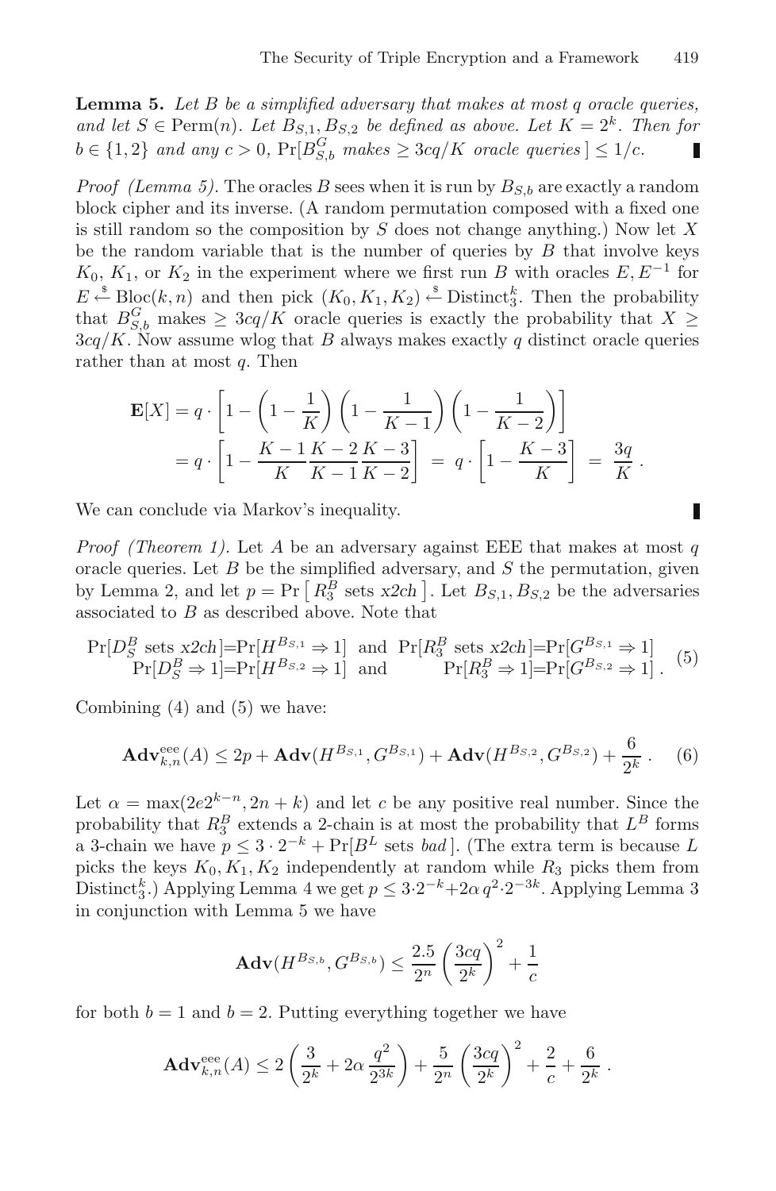**Lemma 5.** *Let $B$ be a simplified adversary that makes at most $q$ oracle queries, and let $S \in \mathrm{Perm}(n)$. Let $B_{S,1}, B_{S,2}$ be defined as above. Let $K = 2^k$. Then for $b \in \{1,2\}$ and any $c > 0$, $\Pr[B_{S,b}^G \text{ makes} \geq 3cq/K \text{ oracle queries}] \leq 1/c$.* ∎

*Proof (Lemma 5).* The oracles $B$ sees when it is run by $B_{S,b}$ are exactly a random block cipher and its inverse. (A random permutation composed with a fixed one is still random so the composition by $S$ does not change anything.) Now let $X$ be the random variable that is the number of queries by $B$ that involve keys $K_0$, $K_1$, or $K_2$ in the experiment where we first run $B$ with oracles $E, E^{-1}$ for $E \stackrel{\$}{\leftarrow} \mathrm{Bloc}(k,n)$ and then pick $(K_0, K_1, K_2) \stackrel{\$}{\leftarrow} \mathrm{Distinct}_3^k$. Then the probability that $B_{S,b}^G$ makes $\geq 3cq/K$ oracle queries is exactly the probability that $X \geq 3cq/K$. Now assume wlog that $B$ always makes exactly $q$ distinct oracle queries rather than at most $q$. Then

$$\begin{aligned}\mathbf{E}[X] &= q \cdot \left[1 - \left(1 - \frac{1}{K}\right)\left(1 - \frac{1}{K-1}\right)\left(1 - \frac{1}{K-2}\right)\right] \\ &= q \cdot \left[1 - \frac{K-1}{K}\frac{K-2}{K-1}\frac{K-3}{K-2}\right] \;=\; q \cdot \left[1 - \frac{K-3}{K}\right] \;=\; \frac{3q}{K}\,.\end{aligned}$$

We can conclude via Markov's inequality. ∎

*Proof (Theorem 1).* Let $A$ be an adversary against EEE that makes at most $q$ oracle queries. Let $B$ be the simplified adversary, and $S$ the permutation, given by Lemma 2, and let $p = \Pr\left[R_3^B \text{ sets } x2ch\right]$. Let $B_{S,1}, B_{S,2}$ be the adversaries associated to $B$ as described above. Note that

$$\begin{array}{rlrl}\Pr[D_S^B \text{ sets } x2ch] = \Pr[H^{B_{S,1}} \Rightarrow 1] & \text{and} & \Pr[R_3^B \text{ sets } x2ch] = \Pr[G^{B_{S,1}} \Rightarrow 1] \\ \Pr[D_S^B \Rightarrow 1] = \Pr[H^{B_{S,2}} \Rightarrow 1] & \text{and} & \Pr[R_3^B \Rightarrow 1] = \Pr[G^{B_{S,2}} \Rightarrow 1]\,.\end{array} \quad (5)$$

Combining (4) and (5) we have:

$$\mathbf{Adv}_{k,n}^{\mathrm{eee}}(A) \leq 2p + \mathbf{Adv}(H^{B_{S,1}}, G^{B_{S,1}}) + \mathbf{Adv}(H^{B_{S,2}}, G^{B_{S,2}}) + \frac{6}{2^k}\,. \quad (6)$$

Let $\alpha = \max(2e2^{k-n}, 2n+k)$ and let $c$ be any positive real number. Since the probability that $R_3^B$ extends a 2-chain is at most the probability that $L^B$ forms a 3-chain we have $p \leq 3 \cdot 2^{-k} + \Pr[B^L \text{ sets } bad]$. (The extra term is because $L$ picks the keys $K_0, K_1, K_2$ independently at random while $R_3$ picks them from $\mathrm{Distinct}_3^k$.) Applying Lemma 4 we get $p \leq 3 \cdot 2^{-k} + 2\alpha\, q^2 \cdot 2^{-3k}$. Applying Lemma 3 in conjunction with Lemma 5 we have

$$\mathbf{Adv}(H^{B_{S,b}}, G^{B_{S,b}}) \leq \frac{2.5}{2^n}\left(\frac{3cq}{2^k}\right)^2 + \frac{1}{c}$$

for both $b = 1$ and $b = 2$. Putting everything together we have

$$\mathbf{Adv}_{k,n}^{\mathrm{eee}}(A) \leq 2\left(\frac{3}{2^k} + 2\alpha\,\frac{q^2}{2^{3k}}\right) + \frac{5}{2^n}\left(\frac{3cq}{2^k}\right)^2 + \frac{2}{c} + \frac{6}{2^k}\,.$$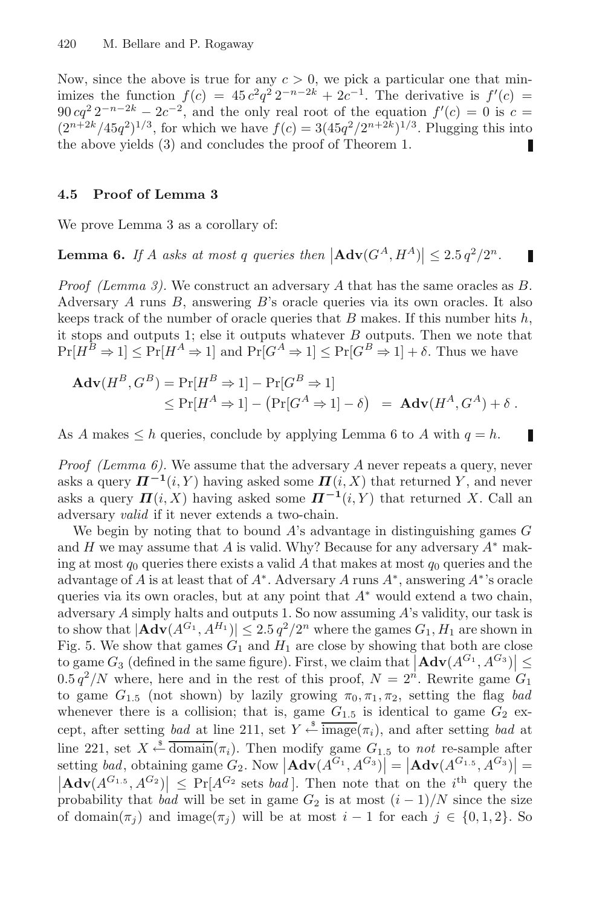Now, since the above is true for any $c > 0$, we pick a particular one that minimizes the function $f(c) = 45\,c^2 q^2\, 2^{-n-2k} + 2c^{-1}$. The derivative is $f'(c) = 90\,cq^2\, 2^{-n-2k} - 2c^{-2}$, and the only real root of the equation $f'(c) = 0$ is $c = (2^{n+2k}/45q^2)^{1/3}$, for which we have $f(c) = 3(45q^2/2^{n+2k})^{1/3}$. Plugging this into the above yields (3) and concludes the proof of Theorem 1. ∎

### 4.5 Proof of Lemma 3

We prove Lemma 3 as a corollary of:

**Lemma 6.** *If $A$ asks at most $q$ queries then* $\left|\mathbf{Adv}(G^A, H^A)\right| \leq 2.5\,q^2/2^n$. ∎

*Proof (Lemma 3).* We construct an adversary $A$ that has the same oracles as $B$. Adversary $A$ runs $B$, answering $B$'s oracle queries via its own oracles. It also keeps track of the number of oracle queries that $B$ makes. If this number hits $h$, it stops and outputs 1; else it outputs whatever $B$ outputs. Then we note that $\Pr[H^B \Rightarrow 1] \leq \Pr[H^A \Rightarrow 1]$ and $\Pr[G^A \Rightarrow 1] \leq \Pr[G^B \Rightarrow 1] + \delta$. Thus we have

$$
\begin{aligned}
\mathbf{Adv}(H^B, G^B) &= \Pr[H^B \Rightarrow 1] - \Pr[G^B \Rightarrow 1] \\
&\leq \Pr[H^A \Rightarrow 1] - \left(\Pr[G^A \Rightarrow 1] - \delta\right) \;=\; \mathbf{Adv}(H^A, G^A) + \delta\,.
\end{aligned}
$$

As $A$ makes $\leq h$ queries, conclude by applying Lemma 6 to $A$ with $q = h$. ∎

*Proof (Lemma 6).* We assume that the adversary $A$ never repeats a query, never asks a query $\boldsymbol{\Pi}^{-1}(i, Y)$ having asked some $\boldsymbol{\Pi}(i, X)$ that returned $Y$, and never asks a query $\boldsymbol{\Pi}(i, X)$ having asked some $\boldsymbol{\Pi}^{-1}(i, Y)$ that returned $X$. Call an adversary *valid* if it never extends a two-chain.

We begin by noting that to bound $A$'s advantage in distinguishing games $G$ and $H$ we may assume that $A$ is valid. Why? Because for any adversary $A^*$ making at most $q_0$ queries there exists a valid $A$ that makes at most $q_0$ queries and the advantage of $A$ is at least that of $A^*$. Adversary $A$ runs $A^*$, answering $A^*$'s oracle queries via its own oracles, but at any point that $A^*$ would extend a two chain, adversary $A$ simply halts and outputs 1. So now assuming $A$'s validity, our task is to show that $|\mathbf{Adv}(A^{G_1}, A^{H_1})| \leq 2.5\,q^2/2^n$ where the games $G_1, H_1$ are shown in Fig. 5. We show that games $G_1$ and $H_1$ are close by showing that both are close to game $G_3$ (defined in the same figure). First, we claim that $\left|\mathbf{Adv}(A^{G_1}, A^{G_3})\right| \leq 0.5\,q^2/N$ where, here and in the rest of this proof, $N = 2^n$. Rewrite game $G_1$ to game $G_{1.5}$ (not shown) by lazily growing $\pi_0, \pi_1, \pi_2$, setting the flag *bad* whenever there is a collision; that is, game $G_{1.5}$ is identical to game $G_2$ except, after setting *bad* at line 211, set $Y \xleftarrow{\$} \overline{\text{image}}(\pi_i)$, and after setting *bad* at line 221, set $X \xleftarrow{\$} \overline{\text{domain}}(\pi_i)$. Then modify game $G_{1.5}$ to *not* re-sample after setting *bad*, obtaining game $G_2$. Now $\left|\mathbf{Adv}(A^{G_1}, A^{G_3})\right| = \left|\mathbf{Adv}(A^{G_{1.5}}, A^{G_3})\right| = \left|\mathbf{Adv}(A^{G_{1.5}}, A^{G_2})\right| \leq \Pr[A^{G_2} \text{ sets } \textit{bad}\,]$. Then note that on the $i^{\text{th}}$ query the probability that *bad* will be set in game $G_2$ is at most $(i-1)/N$ since the size of domain$(\pi_j)$ and image$(\pi_j)$ will be at most $i - 1$ for each $j \in \{0, 1, 2\}$. So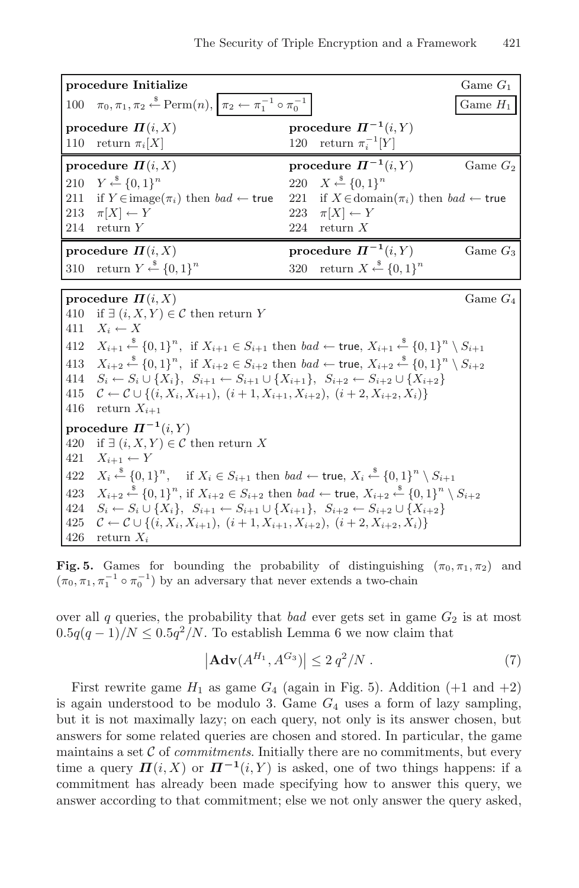```
procedure Initialize                                              Game G1
100  π0, π1, π2 ←$ Perm(n),  [π2 ← π1^{-1} ∘ π0^{-1}]             [Game H1]

procedure Π(i, X)                    procedure Π^{-1}(i, Y)
110  return πi[X]                    120  return πi^{-1}[Y]

procedure Π(i, X)                    procedure Π^{-1}(i, Y)            Game G2
210  Y ←$ {0,1}^n                    220  X ←$ {0,1}^n
211  if Y ∈ image(πi) then bad ← true  221  if X ∈ domain(πi) then bad ← true
213  π[X] ← Y                        223  π[X] ← Y
214  return Y                        224  return X

procedure Π(i, X)                    procedure Π^{-1}(i, Y)            Game G3
310  return Y ←$ {0,1}^n             320  return X ←$ {0,1}^n

procedure Π(i, X)                                                 Game G4
410  if ∃ (i, X, Y) ∈ C then return Y
411  X_i ← X
412  X_{i+1} ←$ {0,1}^n,  if X_{i+1} ∈ S_{i+1} then bad ← true, X_{i+1} ←$ {0,1}^n \ S_{i+1}
413  X_{i+2} ←$ {0,1}^n,  if X_{i+2} ∈ S_{i+2} then bad ← true, X_{i+2} ←$ {0,1}^n \ S_{i+2}
414  S_i ← S_i ∪ {X_i},  S_{i+1} ← S_{i+1} ∪ {X_{i+1}},  S_{i+2} ← S_{i+2} ∪ {X_{i+2}}
415  C ← C ∪ {(i, X_i, X_{i+1}), (i+1, X_{i+1}, X_{i+2}), (i+2, X_{i+2}, X_i)}
416  return X_{i+1}

procedure Π^{-1}(i, Y)
420  if ∃ (i, X, Y) ∈ C then return X
421  X_{i+1} ← Y
422  X_i ←$ {0,1}^n,    if X_i ∈ S_{i+1} then bad ← true, X_i ←$ {0,1}^n \ S_{i+1}
423  X_{i+2} ←$ {0,1}^n, if X_{i+2} ∈ S_{i+2} then bad ← true, X_{i+2} ←$ {0,1}^n \ S_{i+2}
424  S_i ← S_i ∪ {X_i},  S_{i+1} ← S_{i+1} ∪ {X_{i+1}},  S_{i+2} ← S_{i+2} ∪ {X_{i+2}}
425  C ← C ∪ {(i, X_i, X_{i+1}), (i+1, X_{i+1}, X_{i+2}), (i+2, X_{i+2}, X_i)}
426  return X_i
```

**Fig. 5.** Games for bounding the probability of distinguishing $(\pi_0, \pi_1, \pi_2)$ and $(\pi_0, \pi_1, \pi_1^{-1} \circ \pi_0^{-1})$ by an adversary that never extends a two-chain

over all $q$ queries, the probability that *bad* ever gets set in game $G_2$ is at most $0.5q(q-1)/N \leq 0.5q^2/N$. To establish Lemma 6 we now claim that

$$\left|\mathbf{Adv}(A^{H_1}, A^{G_3})\right| \leq 2\, q^2/N\,. \tag{7}$$

First rewrite game $H_1$ as game $G_4$ (again in Fig. 5). Addition (+1 and +2) is again understood to be modulo 3. Game $G_4$ uses a form of lazy sampling, but it is not maximally lazy; on each query, not only is its answer chosen, but answers for some related queries are chosen and stored. In particular, the game maintains a set $\mathcal{C}$ of *commitments*. Initially there are no commitments, but every time a query $\boldsymbol{\Pi}(i, X)$ or $\boldsymbol{\Pi}^{-1}(i, Y)$ is asked, one of two things happens: if a commitment has already been made specifying how to answer this query, we answer according to that commitment; else we not only answer the query asked,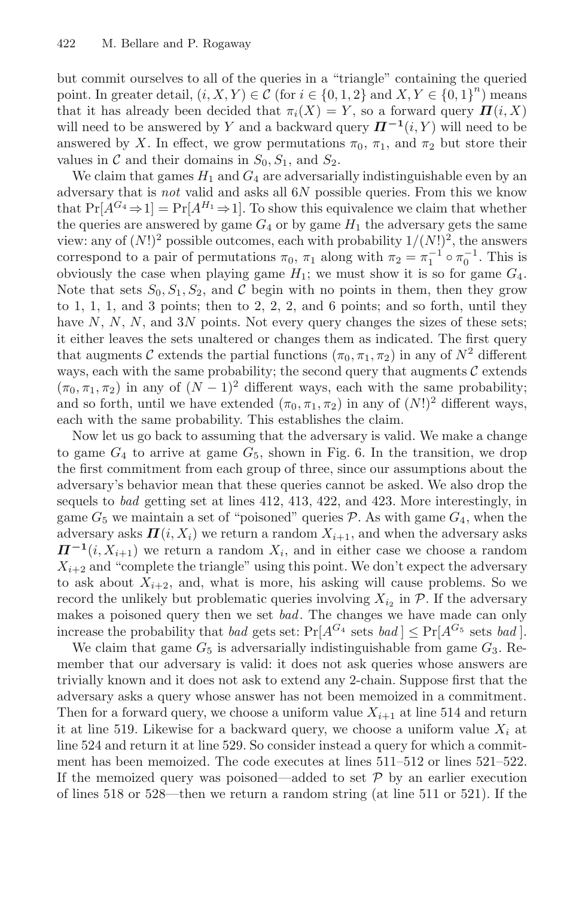but commit ourselves to all of the queries in a "triangle" containing the queried point. In greater detail, $(i, X, Y) \in \mathcal{C}$ (for $i \in \{0, 1, 2\}$ and $X, Y \in \{0,1\}^n$) means that it has already been decided that $\pi_i(X) = Y$, so a forward query $\boldsymbol{\Pi}(i, X)$ will need to be answered by $Y$ and a backward query $\boldsymbol{\Pi^{-1}}(i, Y)$ will need to be answered by $X$. In effect, we grow permutations $\pi_0$, $\pi_1$, and $\pi_2$ but store their values in $\mathcal{C}$ and their domains in $S_0, S_1$, and $S_2$.

We claim that games $H_1$ and $G_4$ are adversarially indistinguishable even by an adversary that is *not* valid and asks all $6N$ possible queries. From this we know that $\Pr[A^{G_4} \Rightarrow 1] = \Pr[A^{H_1} \Rightarrow 1]$. To show this equivalence we claim that whether the queries are answered by game $G_4$ or by game $H_1$ the adversary gets the same view: any of $(N!)^2$ possible outcomes, each with probability $1/(N!)^2$, the answers correspond to a pair of permutations $\pi_0$, $\pi_1$ along with $\pi_2 = \pi_1^{-1} \circ \pi_0^{-1}$. This is obviously the case when playing game $H_1$; we must show it is so for game $G_4$. Note that sets $S_0, S_1, S_2$, and $\mathcal{C}$ begin with no points in them, then they grow to 1, 1, 1, and 3 points; then to 2, 2, 2, and 6 points; and so forth, until they have $N$, $N$, $N$, and $3N$ points. Not every query changes the sizes of these sets; it either leaves the sets unaltered or changes them as indicated. The first query that augments $\mathcal{C}$ extends the partial functions $(\pi_0, \pi_1, \pi_2)$ in any of $N^2$ different ways, each with the same probability; the second query that augments $\mathcal{C}$ extends $(\pi_0, \pi_1, \pi_2)$ in any of $(N-1)^2$ different ways, each with the same probability; and so forth, until we have extended $(\pi_0, \pi_1, \pi_2)$ in any of $(N!)^2$ different ways, each with the same probability. This establishes the claim.

Now let us go back to assuming that the adversary is valid. We make a change to game $G_4$ to arrive at game $G_5$, shown in Fig. 6. In the transition, we drop the first commitment from each group of three, since our assumptions about the adversary's behavior mean that these queries cannot be asked. We also drop the sequels to *bad* getting set at lines 412, 413, 422, and 423. More interestingly, in game $G_5$ we maintain a set of "poisoned" queries $\mathcal{P}$. As with game $G_4$, when the adversary asks $\boldsymbol{\Pi}(i, X_i)$ we return a random $X_{i+1}$, and when the adversary asks $\boldsymbol{\Pi^{-1}}(i, X_{i+1})$ we return a random $X_i$, and in either case we choose a random $X_{i+2}$ and "complete the triangle" using this point. We don't expect the adversary to ask about $X_{i+2}$, and, what is more, his asking will cause problems. So we record the unlikely but problematic queries involving $X_{i_2}$ in $\mathcal{P}$. If the adversary makes a poisoned query then we set *bad*. The changes we have made can only increase the probability that *bad* gets set: $\Pr[A^{G_4} \text{ sets } bad\,] \leq \Pr[A^{G_5} \text{ sets } bad\,]$.

We claim that game $G_5$ is adversarially indistinguishable from game $G_3$. Remember that our adversary is valid: it does not ask queries whose answers are trivially known and it does not ask to extend any 2-chain. Suppose first that the adversary asks a query whose answer has not been memoized in a commitment. Then for a forward query, we choose a uniform value $X_{i+1}$ at line 514 and return it at line 519. Likewise for a backward query, we choose a uniform value $X_i$ at line 524 and return it at line 529. So consider instead a query for which a commitment has been memoized. The code executes at lines 511–512 or lines 521–522. If the memoized query was poisoned—added to set $\mathcal{P}$ by an earlier execution of lines 518 or 528—then we return a random string (at line 511 or 521). If the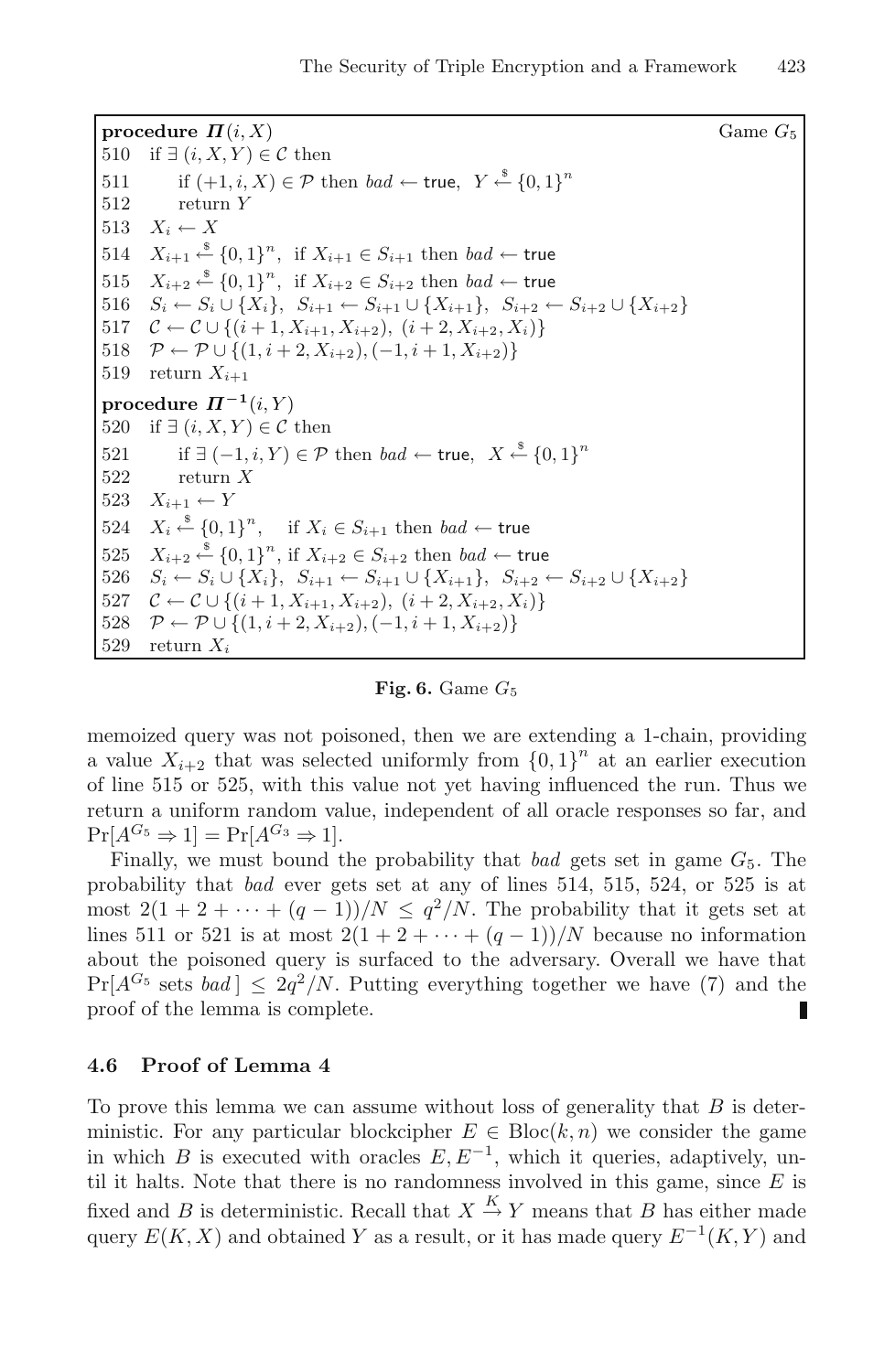```
procedure Π(i, X)                                                    Game G5
510  if ∃ (i, X, Y) ∈ C then
511      if (+1, i, X) ∈ P then bad ← true,  Y ←$ {0,1}^n
512      return Y
513  X_i ← X
514  X_{i+1} ←$ {0,1}^n,  if X_{i+1} ∈ S_{i+1} then bad ← true
515  X_{i+2} ←$ {0,1}^n,  if X_{i+2} ∈ S_{i+2} then bad ← true
516  S_i ← S_i ∪ {X_i},  S_{i+1} ← S_{i+1} ∪ {X_{i+1}},  S_{i+2} ← S_{i+2} ∪ {X_{i+2}}
517  C ← C ∪ {(i+1, X_{i+1}, X_{i+2}), (i+2, X_{i+2}, X_i)}
518  P ← P ∪ {(1, i+2, X_{i+2}), (−1, i+1, X_{i+2})}
519  return X_{i+1}

procedure Π^{-1}(i, Y)
520  if ∃ (i, X, Y) ∈ C then
521      if ∃ (−1, i, Y) ∈ P then bad ← true,  X ←$ {0,1}^n
522      return X
523  X_{i+1} ← Y
524  X_i ←$ {0,1}^n,    if X_i ∈ S_{i+1} then bad ← true
525  X_{i+2} ←$ {0,1}^n, if X_{i+2} ∈ S_{i+2} then bad ← true
526  S_i ← S_i ∪ {X_i},  S_{i+1} ← S_{i+1} ∪ {X_{i+1}},  S_{i+2} ← S_{i+2} ∪ {X_{i+2}}
527  C ← C ∪ {(i+1, X_{i+1}, X_{i+2}), (i+2, X_{i+2}, X_i)}
528  P ← P ∪ {(1, i+2, X_{i+2}), (−1, i+1, X_{i+2})}
529  return X_i
```

**Fig. 6.** Game $G_5$

memoized query was not poisoned, then we are extending a 1-chain, providing a value $X_{i+2}$ that was selected uniformly from $\{0,1\}^n$ at an earlier execution of line 515 or 525, with this value not yet having influenced the run. Thus we return a uniform random value, independent of all oracle responses so far, and $\Pr[A^{G_5} \Rightarrow 1] = \Pr[A^{G_3} \Rightarrow 1]$.

Finally, we must bound the probability that *bad* gets set in game $G_5$. The probability that *bad* ever gets set at any of lines 514, 515, 524, or 525 is at most $2(1 + 2 + \cdots + (q-1))/N \leq q^2/N$. The probability that it gets set at lines 511 or 521 is at most $2(1 + 2 + \cdots + (q-1))/N$ because no information about the poisoned query is surfaced to the adversary. Overall we have that $\Pr[A^{G_5} \text{ sets } bad\,] \leq 2q^2/N$. Putting everything together we have (7) and the proof of the lemma is complete. ∎

### 4.6 Proof of Lemma 4

To prove this lemma we can assume without loss of generality that $B$ is deterministic. For any particular blockcipher $E \in \text{Bloc}(k,n)$ we consider the game in which $B$ is executed with oracles $E, E^{-1}$, which it queries, adaptively, until it halts. Note that there is no randomness involved in this game, since $E$ is fixed and $B$ is deterministic. Recall that $X \xrightarrow{K} Y$ means that $B$ has either made query $E(K,X)$ and obtained $Y$ as a result, or it has made query $E^{-1}(K,Y)$ and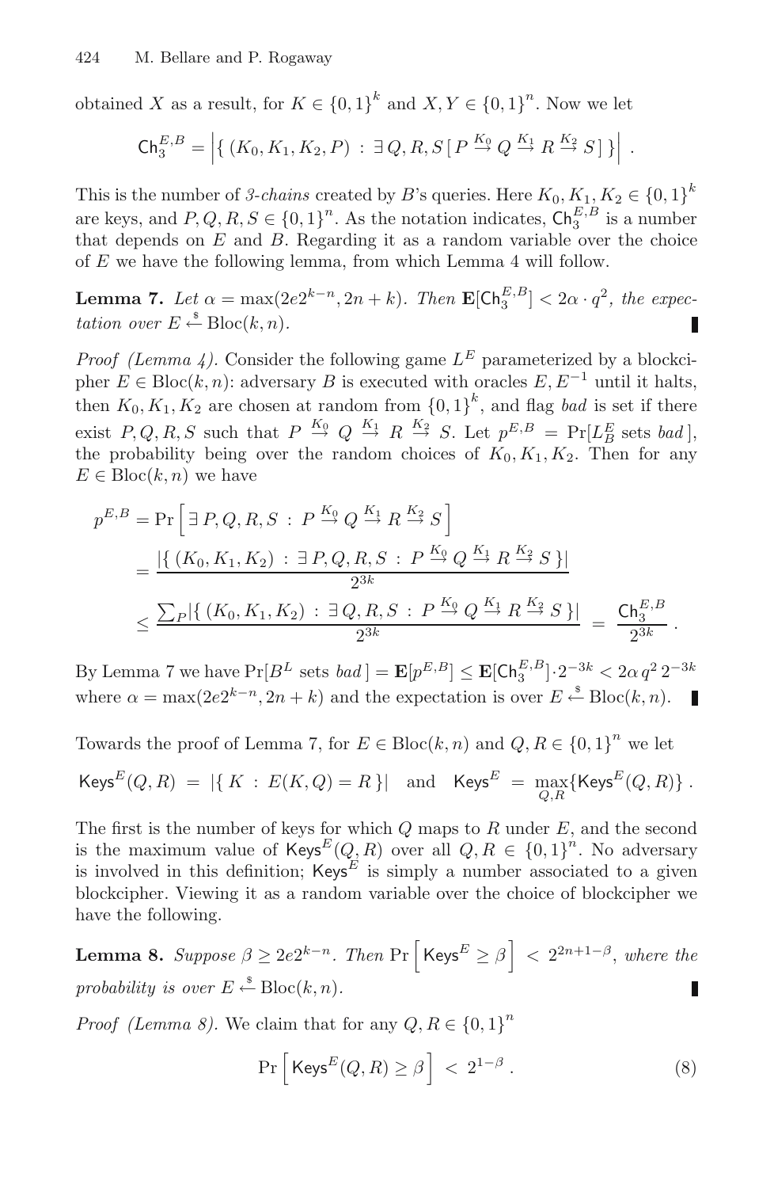obtained $X$ as a result, for $K \in \{0,1\}^k$ and $X, Y \in \{0,1\}^n$. Now we let

$$\mathsf{Ch}_3^{E,B} = \left| \{ (K_0, K_1, K_2, P) \,:\, \exists\, Q, R, S \,[\, P \overset{K_0}{\to} Q \overset{K_1}{\to} R \overset{K_2}{\to} S \,] \,\} \right| \,.$$

This is the number of *3-chains* created by $B$'s queries. Here $K_0, K_1, K_2 \in \{0,1\}^k$ are keys, and $P, Q, R, S \in \{0,1\}^n$. As the notation indicates, $\mathsf{Ch}_3^{E,B}$ is a number that depends on $E$ and $B$. Regarding it as a random variable over the choice of $E$ we have the following lemma, from which Lemma 4 will follow.

**Lemma 7.** *Let* $\alpha = \max(2e2^{k-n}, 2n+k)$. *Then* $\mathbf{E}[\mathsf{Ch}_3^{E,B}] < 2\alpha \cdot q^2$, *the expectation over* $E \overset{\$}{\leftarrow} \mathrm{Bloc}(k,n)$.

*Proof (Lemma 4).* Consider the following game $L^E$ parameterized by a blockcipher $E \in \mathrm{Bloc}(k,n)$: adversary $B$ is executed with oracles $E, E^{-1}$ until it halts, then $K_0, K_1, K_2$ are chosen at random from $\{0,1\}^k$, and flag *bad* is set if there exist $P, Q, R, S$ such that $P \overset{K_0}{\to} Q \overset{K_1}{\to} R \overset{K_2}{\to} S$. Let $p^{E,B} = \Pr[L_B^E \text{ sets } bad\,]$, the probability being over the random choices of $K_0, K_1, K_2$. Then for any $E \in \mathrm{Bloc}(k,n)$ we have

$$\begin{aligned}
p^{E,B} &= \Pr\left[\, \exists\, P, Q, R, S \,:\, P \overset{K_0}{\to} Q \overset{K_1}{\to} R \overset{K_2}{\to} S \,\right] \\
&= \frac{|\{ (K_0, K_1, K_2) \,:\, \exists\, P, Q, R, S \,:\, P \overset{K_0}{\to} Q \overset{K_1}{\to} R \overset{K_2}{\to} S \,\}|}{2^{3k}} \\
&\le \frac{\sum_P |\{ (K_0, K_1, K_2) \,:\, \exists\, Q, R, S \,:\, P \overset{K_0}{\to} Q \overset{K_1}{\to} R \overset{K_2}{\to} S \,\}|}{2^{3k}} \;=\; \frac{\mathsf{Ch}_3^{E,B}}{2^{3k}} \,.
\end{aligned}$$

By Lemma 7 we have $\Pr[B^L \text{ sets } bad\,] = \mathbf{E}[p^{E,B}] \le \mathbf{E}[\mathsf{Ch}_3^{E,B}] \cdot 2^{-3k} < 2\alpha\, q^2\, 2^{-3k}$ where $\alpha = \max(2e2^{k-n}, 2n+k)$ and the expectation is over $E \overset{\$}{\leftarrow} \mathrm{Bloc}(k,n)$.

Towards the proof of Lemma 7, for $E \in \mathrm{Bloc}(k,n)$ and $Q, R \in \{0,1\}^n$ we let

$$\mathsf{Keys}^E(Q,R) \;=\; |\{\, K \,:\, E(K,Q) = R \,\}| \quad \text{and} \quad \mathsf{Keys}^E \;=\; \max_{Q,R}\{\mathsf{Keys}^E(Q,R)\} \,.$$

The first is the number of keys for which $Q$ maps to $R$ under $E$, and the second is the maximum value of $\mathsf{Keys}^E(Q,R)$ over all $Q, R \in \{0,1\}^n$. No adversary is involved in this definition; $\mathsf{Keys}^E$ is simply a number associated to a given blockcipher. Viewing it as a random variable over the choice of blockcipher we have the following.

**Lemma 8.** *Suppose* $\beta \ge 2e2^{k-n}$. *Then* $\Pr\left[\, \mathsf{Keys}^E \ge \beta \,\right] \;<\; 2^{2n+1-\beta}$, *where the probability is over* $E \overset{\$}{\leftarrow} \mathrm{Bloc}(k,n)$.

*Proof (Lemma 8).* We claim that for any $Q, R \in \{0,1\}^n$

$$\Pr\left[\, \mathsf{Keys}^E(Q,R) \ge \beta \,\right] \;<\; 2^{1-\beta} \,. \tag{8}$$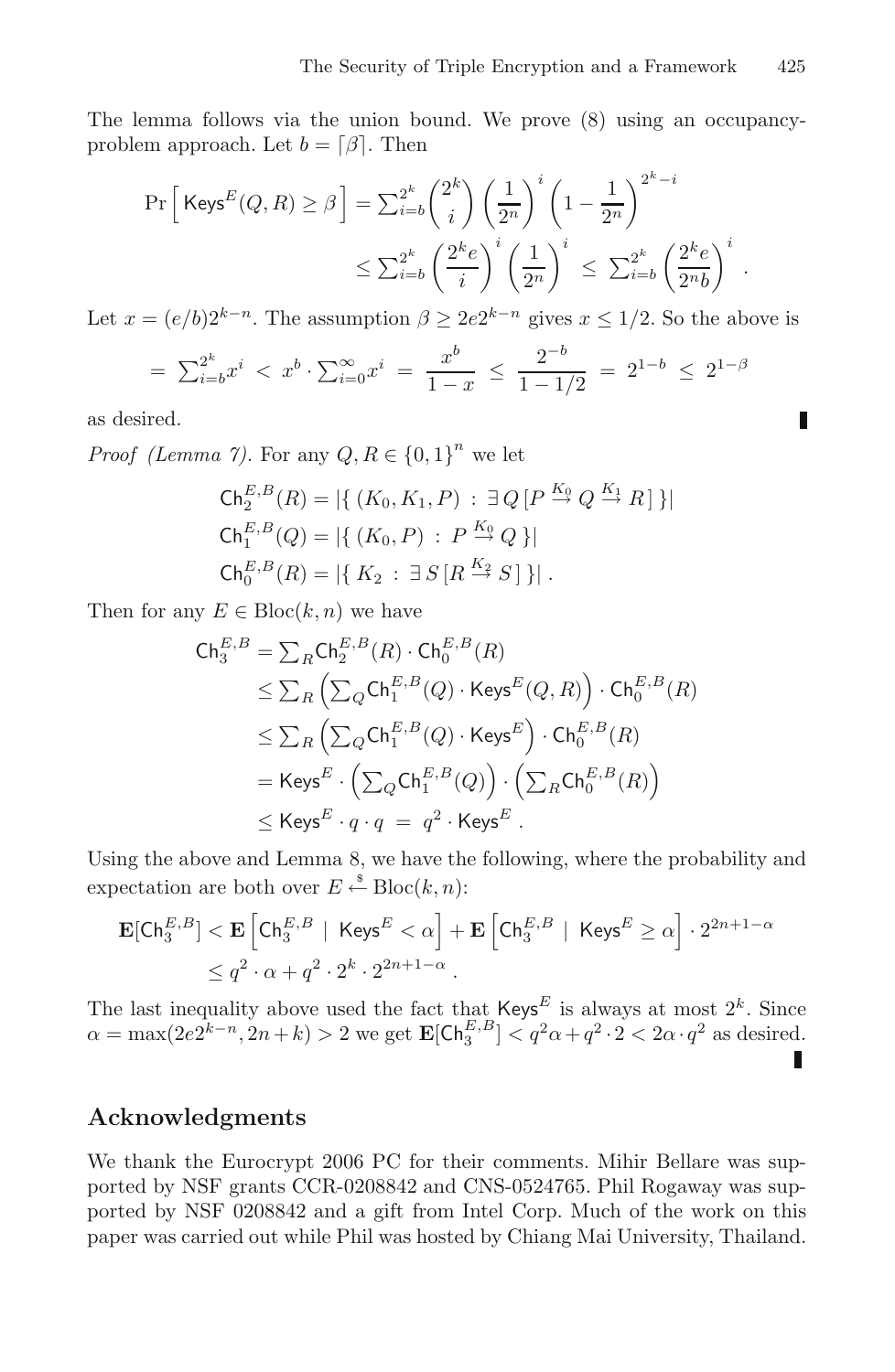The lemma follows via the union bound. We prove (8) using an occupancy-problem approach. Let $b = \lceil \beta \rceil$. Then

$$\Pr\left[\,\mathsf{Keys}^E(Q,R) \geq \beta\,\right] = \sum_{i=b}^{2^k} \binom{2^k}{i} \left(\frac{1}{2^n}\right)^i \left(1 - \frac{1}{2^n}\right)^{2^k - i}$$

$$\leq \sum_{i=b}^{2^k} \left(\frac{2^k e}{i}\right)^i \left(\frac{1}{2^n}\right)^i \;\leq\; \sum_{i=b}^{2^k} \left(\frac{2^k e}{2^n b}\right)^i .$$

Let $x = (e/b)2^{k-n}$. The assumption $\beta \geq 2e2^{k-n}$ gives $x \leq 1/2$. So the above is

$$= \sum_{i=b}^{2^k} x^i \;<\; x^b \cdot \sum_{i=0}^{\infty} x^i \;=\; \frac{x^b}{1-x} \;\leq\; \frac{2^{-b}}{1-1/2} \;=\; 2^{1-b} \;\leq\; 2^{1-\beta}$$

as desired. ∎

*Proof (Lemma 7).* For any $Q, R \in \{0,1\}^n$ we let

$$\mathsf{Ch}_2^{E,B}(R) = |\{\, (K_0, K_1, P) \;:\; \exists\, Q\, [P \overset{K_0}{\to} Q \overset{K_1}{\to} R\,]\,\}|$$

$$\mathsf{Ch}_1^{E,B}(Q) = |\{\, (K_0, P) \;:\; P \overset{K_0}{\to} Q \,\}|$$

$$\mathsf{Ch}_0^{E,B}(R) = |\{\, K_2 \;:\; \exists\, S\, [R \overset{K_2}{\to} S\,]\,\}| \,.$$

Then for any $E \in \mathrm{Bloc}(k,n)$ we have

$$\begin{aligned}
\mathsf{Ch}_3^{E,B} &= \textstyle\sum_R \mathsf{Ch}_2^{E,B}(R) \cdot \mathsf{Ch}_0^{E,B}(R) \\
&\leq \textstyle\sum_R \left(\sum_Q \mathsf{Ch}_1^{E,B}(Q) \cdot \mathsf{Keys}^E(Q,R)\right) \cdot \mathsf{Ch}_0^{E,B}(R) \\
&\leq \textstyle\sum_R \left(\sum_Q \mathsf{Ch}_1^{E,B}(Q) \cdot \mathsf{Keys}^E\right) \cdot \mathsf{Ch}_0^{E,B}(R) \\
&= \mathsf{Keys}^E \cdot \left(\textstyle\sum_Q \mathsf{Ch}_1^{E,B}(Q)\right) \cdot \left(\textstyle\sum_R \mathsf{Ch}_0^{E,B}(R)\right) \\
&\leq \mathsf{Keys}^E \cdot q \cdot q \;=\; q^2 \cdot \mathsf{Keys}^E \,.
\end{aligned}$$

Using the above and Lemma 8, we have the following, where the probability and expectation are both over $E \overset{\$}{\leftarrow} \mathrm{Bloc}(k,n)$:

$$\begin{aligned}
\mathbf{E}[\mathsf{Ch}_3^{E,B}] &< \mathbf{E}\left[\mathsf{Ch}_3^{E,B} \;\middle|\; \mathsf{Keys}^E < \alpha\right] + \mathbf{E}\left[\mathsf{Ch}_3^{E,B} \;\middle|\; \mathsf{Keys}^E \geq \alpha\right] \cdot 2^{2n+1-\alpha} \\
&\leq q^2 \cdot \alpha + q^2 \cdot 2^k \cdot 2^{2n+1-\alpha} \,.
\end{aligned}$$

The last inequality above used the fact that $\mathsf{Keys}^E$ is always at most $2^k$. Since $\alpha = \max(2e2^{k-n}, 2n+k) > 2$ we get $\mathbf{E}[\mathsf{Ch}_3^{E,B}] < q^2\alpha + q^2 \cdot 2 < 2\alpha \cdot q^2$ as desired. ∎

## Acknowledgments

We thank the Eurocrypt 2006 PC for their comments. Mihir Bellare was supported by NSF grants CCR-0208842 and CNS-0524765. Phil Rogaway was supported by NSF 0208842 and a gift from Intel Corp. Much of the work on this paper was carried out while Phil was hosted by Chiang Mai University, Thailand.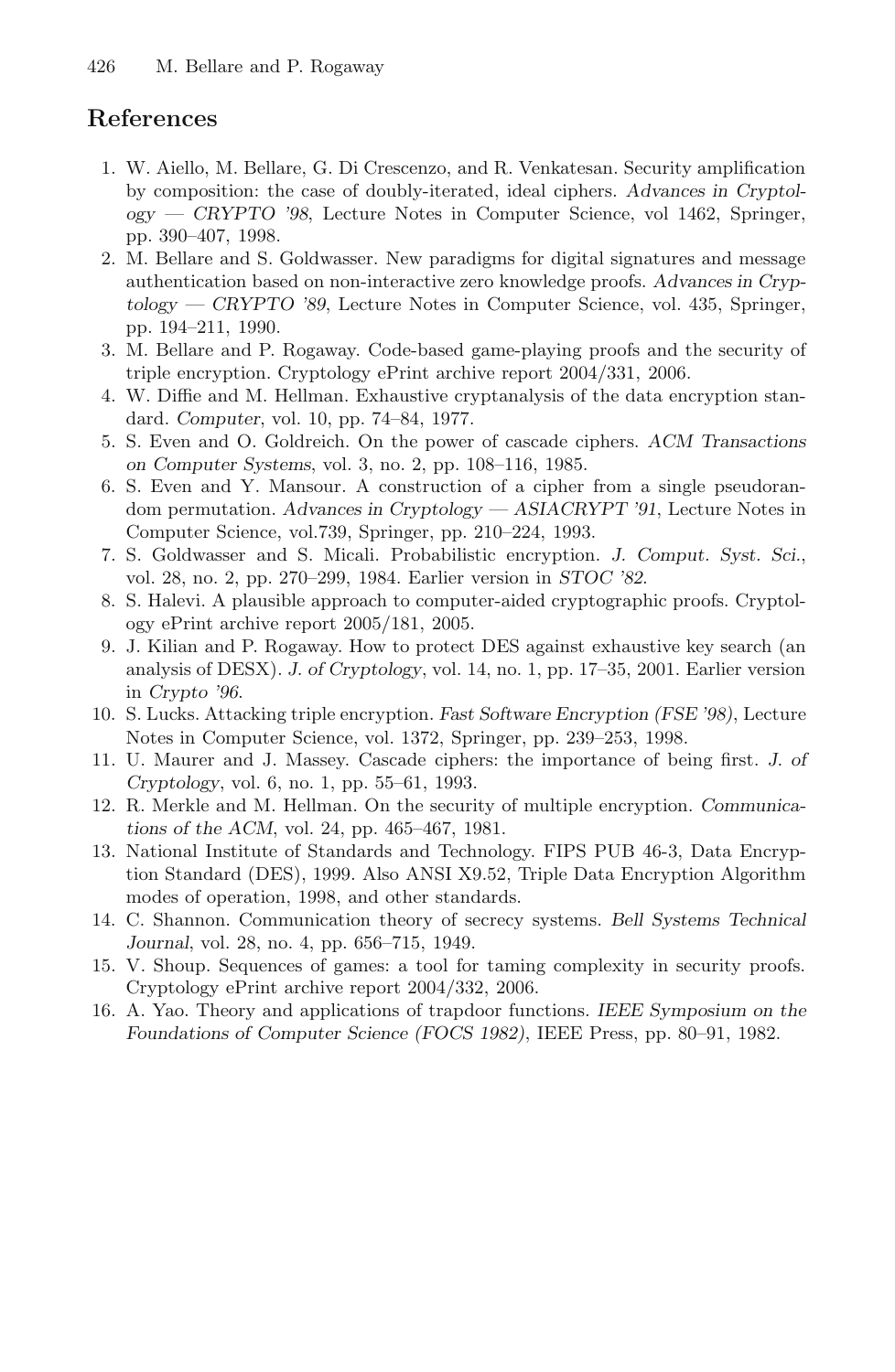## References

1. W. Aiello, M. Bellare, G. Di Crescenzo, and R. Venkatesan. Security amplification by composition: the case of doubly-iterated, ideal ciphers. *Advances in Cryptology — CRYPTO '98*, Lecture Notes in Computer Science, vol 1462, Springer, pp. 390–407, 1998.
2. M. Bellare and S. Goldwasser. New paradigms for digital signatures and message authentication based on non-interactive zero knowledge proofs. *Advances in Cryptology — CRYPTO '89*, Lecture Notes in Computer Science, vol. 435, Springer, pp. 194–211, 1990.
3. M. Bellare and P. Rogaway. Code-based game-playing proofs and the security of triple encryption. Cryptology ePrint archive report 2004/331, 2006.
4. W. Diffie and M. Hellman. Exhaustive cryptanalysis of the data encryption standard. *Computer*, vol. 10, pp. 74–84, 1977.
5. S. Even and O. Goldreich. On the power of cascade ciphers. *ACM Transactions on Computer Systems*, vol. 3, no. 2, pp. 108–116, 1985.
6. S. Even and Y. Mansour. A construction of a cipher from a single pseudorandom permutation. *Advances in Cryptology — ASIACRYPT '91*, Lecture Notes in Computer Science, vol.739, Springer, pp. 210–224, 1993.
7. S. Goldwasser and S. Micali. Probabilistic encryption. *J. Comput. Syst. Sci.*, vol. 28, no. 2, pp. 270–299, 1984. Earlier version in *STOC '82*.
8. S. Halevi. A plausible approach to computer-aided cryptographic proofs. Cryptology ePrint archive report 2005/181, 2005.
9. J. Kilian and P. Rogaway. How to protect DES against exhaustive key search (an analysis of DESX). *J. of Cryptology*, vol. 14, no. 1, pp. 17–35, 2001. Earlier version in *Crypto '96*.
10. S. Lucks. Attacking triple encryption. *Fast Software Encryption (FSE '98)*, Lecture Notes in Computer Science, vol. 1372, Springer, pp. 239–253, 1998.
11. U. Maurer and J. Massey. Cascade ciphers: the importance of being first. *J. of Cryptology*, vol. 6, no. 1, pp. 55–61, 1993.
12. R. Merkle and M. Hellman. On the security of multiple encryption. *Communications of the ACM*, vol. 24, pp. 465–467, 1981.
13. National Institute of Standards and Technology. FIPS PUB 46-3, Data Encryption Standard (DES), 1999. Also ANSI X9.52, Triple Data Encryption Algorithm modes of operation, 1998, and other standards.
14. C. Shannon. Communication theory of secrecy systems. *Bell Systems Technical Journal*, vol. 28, no. 4, pp. 656–715, 1949.
15. V. Shoup. Sequences of games: a tool for taming complexity in security proofs. Cryptology ePrint archive report 2004/332, 2006.
16. A. Yao. Theory and applications of trapdoor functions. *IEEE Symposium on the Foundations of Computer Science (FOCS 1982)*, IEEE Press, pp. 80–91, 1982.